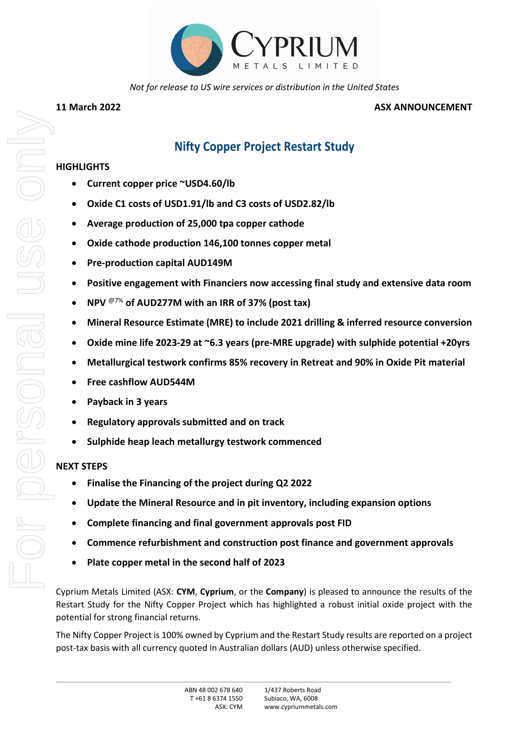*Not for release to US wire services or distribution in the United States*

**11 March 2022** **ASX ANNOUNCEMENT**

# Nifty Copper Project Restart Study

## HIGHLIGHTS

- **Current copper price ~USD4.60/lb**
- **Oxide C1 costs of USD1.91/lb and C3 costs of USD2.82/lb**
- **Average production of 25,000 tpa copper cathode**
- **Oxide cathode production 146,100 tonnes copper metal**
- **Pre-production capital AUD149M**
- **Positive engagement with Financiers now accessing final study and extensive data room**
- **NPV @7% of AUD277M with an IRR of 37% (post tax)**
- **Mineral Resource Estimate (MRE) to include 2021 drilling & inferred resource conversion**
- **Oxide mine life 2023-29 at ~6.3 years (pre-MRE upgrade) with sulphide potential +20yrs**
- **Metallurgical testwork confirms 85% recovery in Retreat and 90% in Oxide Pit material**
- **Free cashflow AUD544M**
- **Payback in 3 years**
- **Regulatory approvals submitted and on track**
- **Sulphide heap leach metallurgy testwork commenced**

## NEXT STEPS

- **Finalise the Financing of the project during Q2 2022**
- **Update the Mineral Resource and in pit inventory, including expansion options**
- **Complete financing and final government approvals post FID**
- **Commence refurbishment and construction post finance and government approvals**
- **Plate copper metal in the second half of 2023**

Cyprium Metals Limited (ASX: **CYM**, **Cyprium**, or the **Company**) is pleased to announce the results of the Restart Study for the Nifty Copper Project which has highlighted a robust initial oxide project with the potential for strong financial returns.

The Nifty Copper Project is 100% owned by Cyprium and the Restart Study results are reported on a project post-tax basis with all currency quoted in Australian dollars (AUD) unless otherwise specified.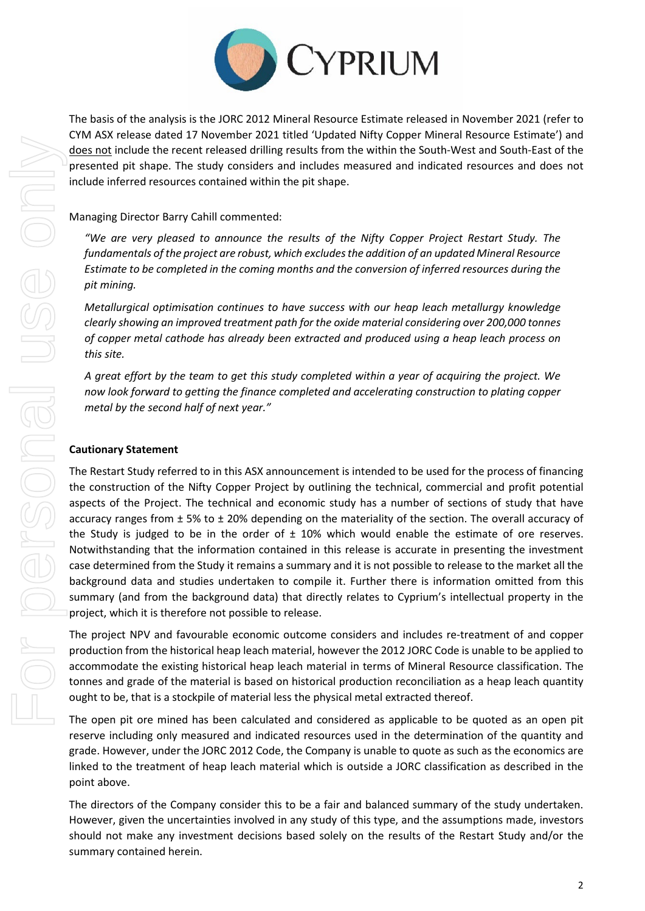The basis of the analysis is the JORC 2012 Mineral Resource Estimate released in November 2021 (refer to CYM ASX release dated 17 November 2021 titled 'Updated Nifty Copper Mineral Resource Estimate') and does not include the recent released drilling results from the within the South-West and South-East of the presented pit shape. The study considers and includes measured and indicated resources and does not include inferred resources contained within the pit shape.

Managing Director Barry Cahill commented:

*"We are very pleased to announce the results of the Nifty Copper Project Restart Study. The fundamentals of the project are robust, which excludes the addition of an updated Mineral Resource Estimate to be completed in the coming months and the conversion of inferred resources during the pit mining.*

*Metallurgical optimisation continues to have success with our heap leach metallurgy knowledge clearly showing an improved treatment path for the oxide material considering over 200,000 tonnes of copper metal cathode has already been extracted and produced using a heap leach process on this site.*

*A great effort by the team to get this study completed within a year of acquiring the project. We now look forward to getting the finance completed and accelerating construction to plating copper metal by the second half of next year."*

**Cautionary Statement**

The Restart Study referred to in this ASX announcement is intended to be used for the process of financing the construction of the Nifty Copper Project by outlining the technical, commercial and profit potential aspects of the Project. The technical and economic study has a number of sections of study that have accuracy ranges from ± 5% to ± 20% depending on the materiality of the section. The overall accuracy of the Study is judged to be in the order of ± 10% which would enable the estimate of ore reserves. Notwithstanding that the information contained in this release is accurate in presenting the investment case determined from the Study it remains a summary and it is not possible to release to the market all the background data and studies undertaken to compile it. Further there is information omitted from this summary (and from the background data) that directly relates to Cyprium's intellectual property in the project, which it is therefore not possible to release.

The project NPV and favourable economic outcome considers and includes re-treatment of and copper production from the historical heap leach material, however the 2012 JORC Code is unable to be applied to accommodate the existing historical heap leach material in terms of Mineral Resource classification. The tonnes and grade of the material is based on historical production reconciliation as a heap leach quantity ought to be, that is a stockpile of material less the physical metal extracted thereof.

The open pit ore mined has been calculated and considered as applicable to be quoted as an open pit reserve including only measured and indicated resources used in the determination of the quantity and grade. However, under the JORC 2012 Code, the Company is unable to quote as such as the economics are linked to the treatment of heap leach material which is outside a JORC classification as described in the point above.

The directors of the Company consider this to be a fair and balanced summary of the study undertaken. However, given the uncertainties involved in any study of this type, and the assumptions made, investors should not make any investment decisions based solely on the results of the Restart Study and/or the summary contained herein.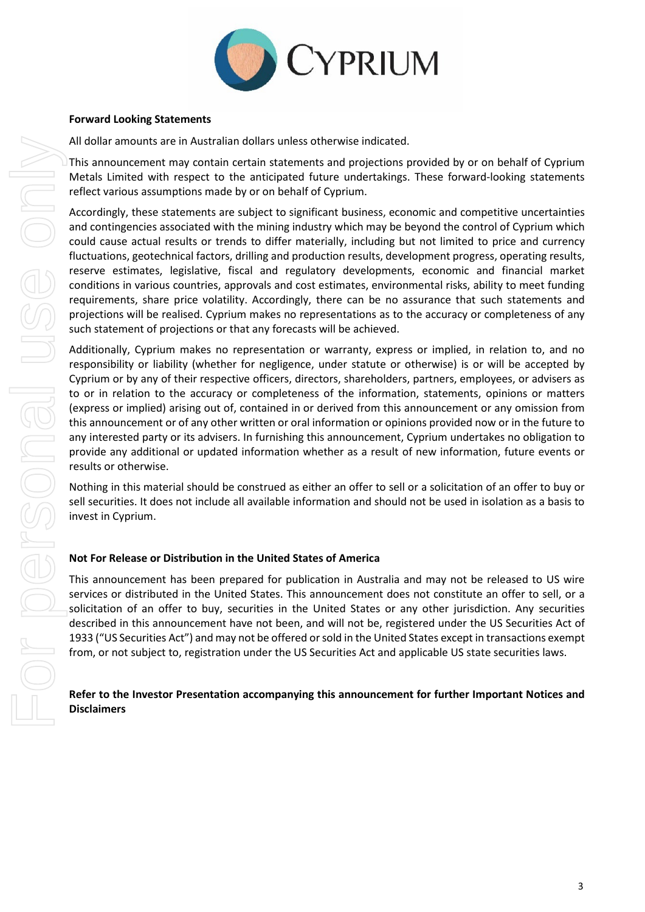**Forward Looking Statements**

All dollar amounts are in Australian dollars unless otherwise indicated.

This announcement may contain certain statements and projections provided by or on behalf of Cyprium Metals Limited with respect to the anticipated future undertakings. These forward-looking statements reflect various assumptions made by or on behalf of Cyprium.

Accordingly, these statements are subject to significant business, economic and competitive uncertainties and contingencies associated with the mining industry which may be beyond the control of Cyprium which could cause actual results or trends to differ materially, including but not limited to price and currency fluctuations, geotechnical factors, drilling and production results, development progress, operating results, reserve estimates, legislative, fiscal and regulatory developments, economic and financial market conditions in various countries, approvals and cost estimates, environmental risks, ability to meet funding requirements, share price volatility. Accordingly, there can be no assurance that such statements and projections will be realised. Cyprium makes no representations as to the accuracy or completeness of any such statement of projections or that any forecasts will be achieved.

Additionally, Cyprium makes no representation or warranty, express or implied, in relation to, and no responsibility or liability (whether for negligence, under statute or otherwise) is or will be accepted by Cyprium or by any of their respective officers, directors, shareholders, partners, employees, or advisers as to or in relation to the accuracy or completeness of the information, statements, opinions or matters (express or implied) arising out of, contained in or derived from this announcement or any omission from this announcement or of any other written or oral information or opinions provided now or in the future to any interested party or its advisers. In furnishing this announcement, Cyprium undertakes no obligation to provide any additional or updated information whether as a result of new information, future events or results or otherwise.

Nothing in this material should be construed as either an offer to sell or a solicitation of an offer to buy or sell securities. It does not include all available information and should not be used in isolation as a basis to invest in Cyprium.

**Not For Release or Distribution in the United States of America**

This announcement has been prepared for publication in Australia and may not be released to US wire services or distributed in the United States. This announcement does not constitute an offer to sell, or a solicitation of an offer to buy, securities in the United States or any other jurisdiction. Any securities described in this announcement have not been, and will not be, registered under the US Securities Act of 1933 ("US Securities Act") and may not be offered or sold in the United States except in transactions exempt from, or not subject to, registration under the US Securities Act and applicable US state securities laws.

**Refer to the Investor Presentation accompanying this announcement for further Important Notices and Disclaimers**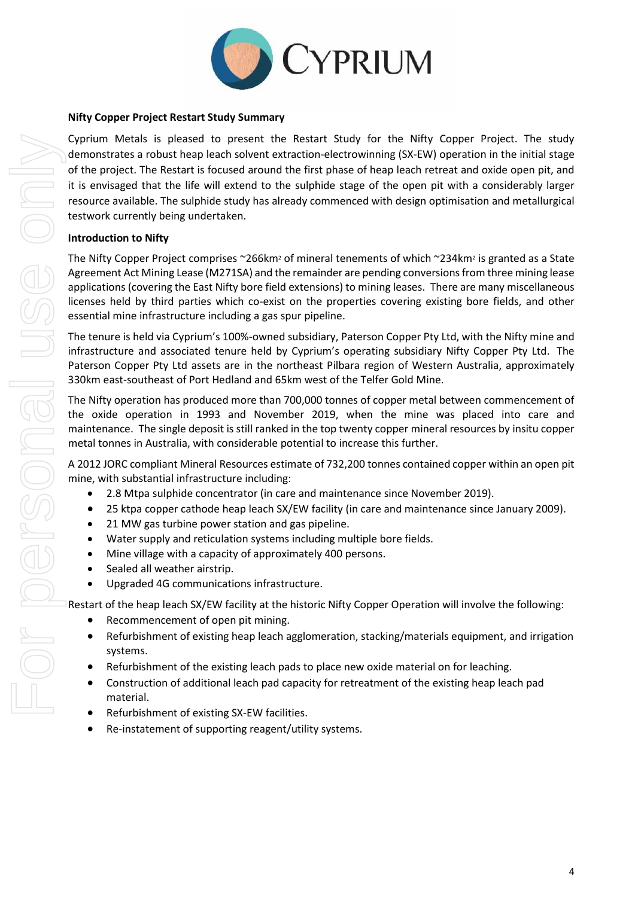**Nifty Copper Project Restart Study Summary**

Cyprium Metals is pleased to present the Restart Study for the Nifty Copper Project. The study demonstrates a robust heap leach solvent extraction-electrowinning (SX-EW) operation in the initial stage of the project. The Restart is focused around the first phase of heap leach retreat and oxide open pit, and it is envisaged that the life will extend to the sulphide stage of the open pit with a considerably larger resource available. The sulphide study has already commenced with design optimisation and metallurgical testwork currently being undertaken.

**Introduction to Nifty**

The Nifty Copper Project comprises ~266km$^2$ of mineral tenements of which ~234km$^2$ is granted as a State Agreement Act Mining Lease (M271SA) and the remainder are pending conversions from three mining lease applications (covering the East Nifty bore field extensions) to mining leases. There are many miscellaneous licenses held by third parties which co-exist on the properties covering existing bore fields, and other essential mine infrastructure including a gas spur pipeline.

The tenure is held via Cyprium's 100%-owned subsidiary, Paterson Copper Pty Ltd, with the Nifty mine and infrastructure and associated tenure held by Cyprium's operating subsidiary Nifty Copper Pty Ltd. The Paterson Copper Pty Ltd assets are in the northeast Pilbara region of Western Australia, approximately 330km east-southeast of Port Hedland and 65km west of the Telfer Gold Mine.

The Nifty operation has produced more than 700,000 tonnes of copper metal between commencement of the oxide operation in 1993 and November 2019, when the mine was placed into care and maintenance. The single deposit is still ranked in the top twenty copper mineral resources by insitu copper metal tonnes in Australia, with considerable potential to increase this further.

A 2012 JORC compliant Mineral Resources estimate of 732,200 tonnes contained copper within an open pit mine, with substantial infrastructure including:

- 2.8 Mtpa sulphide concentrator (in care and maintenance since November 2019).
- 25 ktpa copper cathode heap leach SX/EW facility (in care and maintenance since January 2009).
- 21 MW gas turbine power station and gas pipeline.
- Water supply and reticulation systems including multiple bore fields.
- Mine village with a capacity of approximately 400 persons.
- Sealed all weather airstrip.
- Upgraded 4G communications infrastructure.

Restart of the heap leach SX/EW facility at the historic Nifty Copper Operation will involve the following:

- Recommencement of open pit mining.
- Refurbishment of existing heap leach agglomeration, stacking/materials equipment, and irrigation systems.
- Refurbishment of the existing leach pads to place new oxide material on for leaching.
- Construction of additional leach pad capacity for retreatment of the existing heap leach pad material.
- Refurbishment of existing SX-EW facilities.
- Re-instatement of supporting reagent/utility systems.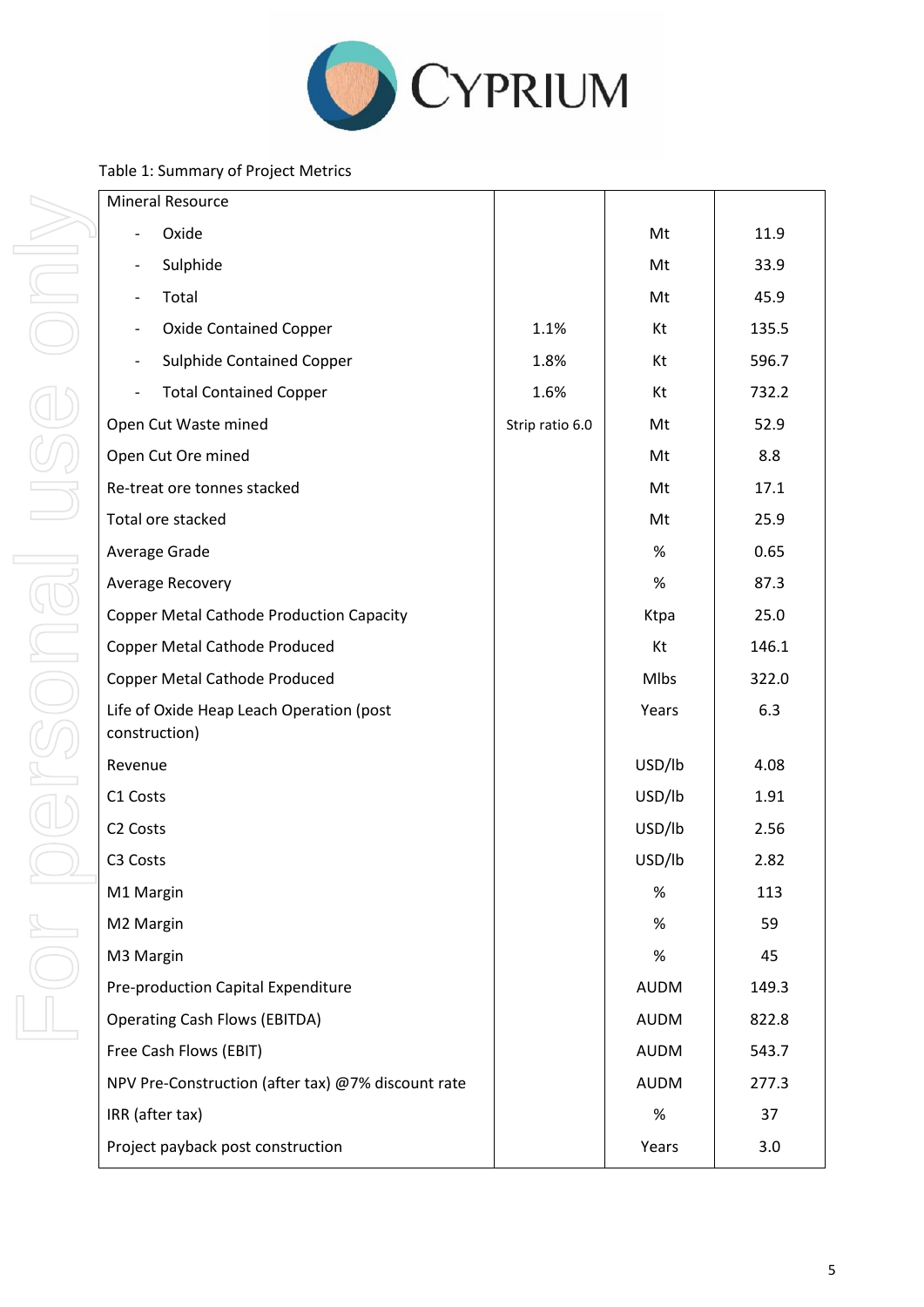Table 1: Summary of Project Metrics

| Mineral Resource | | | |
|---|---|---|---|
| - Oxide | | Mt | 11.9 |
| - Sulphide | | Mt | 33.9 |
| - Total | | Mt | 45.9 |
| - Oxide Contained Copper | 1.1% | Kt | 135.5 |
| - Sulphide Contained Copper | 1.8% | Kt | 596.7 |
| - Total Contained Copper | 1.6% | Kt | 732.2 |
| Open Cut Waste mined | Strip ratio 6.0 | Mt | 52.9 |
| Open Cut Ore mined | | Mt | 8.8 |
| Re-treat ore tonnes stacked | | Mt | 17.1 |
| Total ore stacked | | Mt | 25.9 |
| Average Grade | | % | 0.65 |
| Average Recovery | | % | 87.3 |
| Copper Metal Cathode Production Capacity | | Ktpa | 25.0 |
| Copper Metal Cathode Produced | | Kt | 146.1 |
| Copper Metal Cathode Produced | | Mlbs | 322.0 |
| Life of Oxide Heap Leach Operation (post construction) | | Years | 6.3 |
| Revenue | | USD/lb | 4.08 |
| C1 Costs | | USD/lb | 1.91 |
| C2 Costs | | USD/lb | 2.56 |
| C3 Costs | | USD/lb | 2.82 |
| M1 Margin | | % | 113 |
| M2 Margin | | % | 59 |
| M3 Margin | | % | 45 |
| Pre-production Capital Expenditure | | AUDM | 149.3 |
| Operating Cash Flows (EBITDA) | | AUDM | 822.8 |
| Free Cash Flows (EBIT) | | AUDM | 543.7 |
| NPV Pre-Construction (after tax) @7% discount rate | | AUDM | 277.3 |
| IRR (after tax) | | % | 37 |
| Project payback post construction | | Years | 3.0 |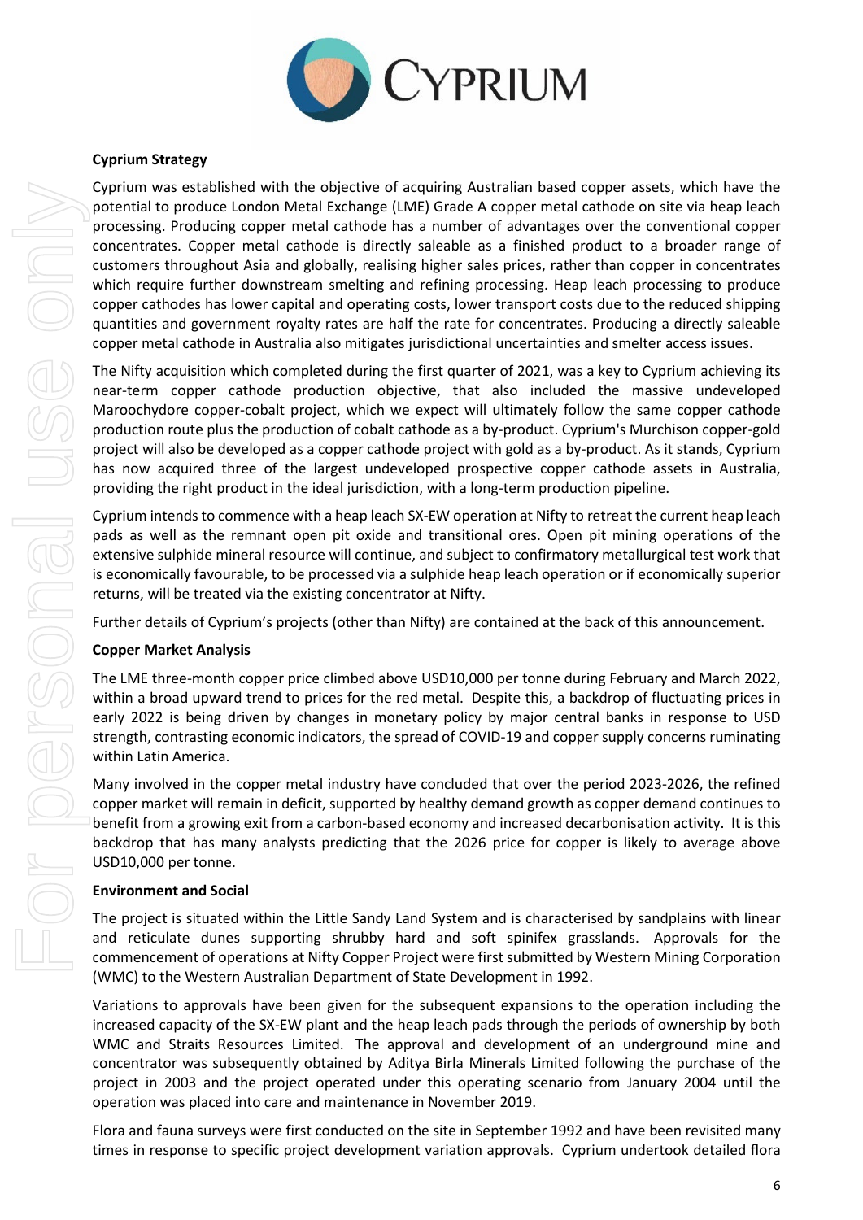**Cyprium Strategy**

Cyprium was established with the objective of acquiring Australian based copper assets, which have the potential to produce London Metal Exchange (LME) Grade A copper metal cathode on site via heap leach processing. Producing copper metal cathode has a number of advantages over the conventional copper concentrates. Copper metal cathode is directly saleable as a finished product to a broader range of customers throughout Asia and globally, realising higher sales prices, rather than copper in concentrates which require further downstream smelting and refining processing. Heap leach processing to produce copper cathodes has lower capital and operating costs, lower transport costs due to the reduced shipping quantities and government royalty rates are half the rate for concentrates. Producing a directly saleable copper metal cathode in Australia also mitigates jurisdictional uncertainties and smelter access issues.

The Nifty acquisition which completed during the first quarter of 2021, was a key to Cyprium achieving its near-term copper cathode production objective, that also included the massive undeveloped Maroochydore copper-cobalt project, which we expect will ultimately follow the same copper cathode production route plus the production of cobalt cathode as a by-product. Cyprium's Murchison copper-gold project will also be developed as a copper cathode project with gold as a by-product. As it stands, Cyprium has now acquired three of the largest undeveloped prospective copper cathode assets in Australia, providing the right product in the ideal jurisdiction, with a long-term production pipeline.

Cyprium intends to commence with a heap leach SX-EW operation at Nifty to retreat the current heap leach pads as well as the remnant open pit oxide and transitional ores. Open pit mining operations of the extensive sulphide mineral resource will continue, and subject to confirmatory metallurgical test work that is economically favourable, to be processed via a sulphide heap leach operation or if economically superior returns, will be treated via the existing concentrator at Nifty.

Further details of Cyprium's projects (other than Nifty) are contained at the back of this announcement.

**Copper Market Analysis**

The LME three-month copper price climbed above USD10,000 per tonne during February and March 2022, within a broad upward trend to prices for the red metal. Despite this, a backdrop of fluctuating prices in early 2022 is being driven by changes in monetary policy by major central banks in response to USD strength, contrasting economic indicators, the spread of COVID-19 and copper supply concerns ruminating within Latin America.

Many involved in the copper metal industry have concluded that over the period 2023-2026, the refined copper market will remain in deficit, supported by healthy demand growth as copper demand continues to benefit from a growing exit from a carbon-based economy and increased decarbonisation activity. It is this backdrop that has many analysts predicting that the 2026 price for copper is likely to average above USD10,000 per tonne.

**Environment and Social**

The project is situated within the Little Sandy Land System and is characterised by sandplains with linear and reticulate dunes supporting shrubby hard and soft spinifex grasslands. Approvals for the commencement of operations at Nifty Copper Project were first submitted by Western Mining Corporation (WMC) to the Western Australian Department of State Development in 1992.

Variations to approvals have been given for the subsequent expansions to the operation including the increased capacity of the SX-EW plant and the heap leach pads through the periods of ownership by both WMC and Straits Resources Limited. The approval and development of an underground mine and concentrator was subsequently obtained by Aditya Birla Minerals Limited following the purchase of the project in 2003 and the project operated under this operating scenario from January 2004 until the operation was placed into care and maintenance in November 2019.

Flora and fauna surveys were first conducted on the site in September 1992 and have been revisited many times in response to specific project development variation approvals. Cyprium undertook detailed flora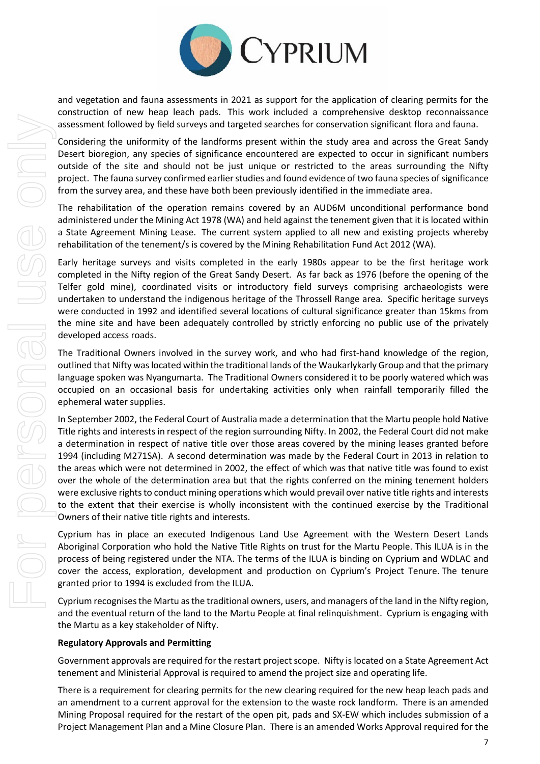and vegetation and fauna assessments in 2021 as support for the application of clearing permits for the construction of new heap leach pads. This work included a comprehensive desktop reconnaissance assessment followed by field surveys and targeted searches for conservation significant flora and fauna.

Considering the uniformity of the landforms present within the study area and across the Great Sandy Desert bioregion, any species of significance encountered are expected to occur in significant numbers outside of the site and should not be just unique or restricted to the areas surrounding the Nifty project. The fauna survey confirmed earlier studies and found evidence of two fauna species of significance from the survey area, and these have both been previously identified in the immediate area.

The rehabilitation of the operation remains covered by an AUD6M unconditional performance bond administered under the Mining Act 1978 (WA) and held against the tenement given that it is located within a State Agreement Mining Lease. The current system applied to all new and existing projects whereby rehabilitation of the tenement/s is covered by the Mining Rehabilitation Fund Act 2012 (WA).

Early heritage surveys and visits completed in the early 1980s appear to be the first heritage work completed in the Nifty region of the Great Sandy Desert. As far back as 1976 (before the opening of the Telfer gold mine), coordinated visits or introductory field surveys comprising archaeologists were undertaken to understand the indigenous heritage of the Throssell Range area. Specific heritage surveys were conducted in 1992 and identified several locations of cultural significance greater than 15kms from the mine site and have been adequately controlled by strictly enforcing no public use of the privately developed access roads.

The Traditional Owners involved in the survey work, and who had first-hand knowledge of the region, outlined that Nifty was located within the traditional lands of the Waukarlykarly Group and that the primary language spoken was Nyangumarta. The Traditional Owners considered it to be poorly watered which was occupied on an occasional basis for undertaking activities only when rainfall temporarily filled the ephemeral water supplies.

In September 2002, the Federal Court of Australia made a determination that the Martu people hold Native Title rights and interests in respect of the region surrounding Nifty. In 2002, the Federal Court did not make a determination in respect of native title over those areas covered by the mining leases granted before 1994 (including M271SA). A second determination was made by the Federal Court in 2013 in relation to the areas which were not determined in 2002, the effect of which was that native title was found to exist over the whole of the determination area but that the rights conferred on the mining tenement holders were exclusive rights to conduct mining operations which would prevail over native title rights and interests to the extent that their exercise is wholly inconsistent with the continued exercise by the Traditional Owners of their native title rights and interests.

Cyprium has in place an executed Indigenous Land Use Agreement with the Western Desert Lands Aboriginal Corporation who hold the Native Title Rights on trust for the Martu People. This ILUA is in the process of being registered under the NTA. The terms of the ILUA is binding on Cyprium and WDLAC and cover the access, exploration, development and production on Cyprium's Project Tenure. The tenure granted prior to 1994 is excluded from the ILUA.

Cyprium recognises the Martu as the traditional owners, users, and managers of the land in the Nifty region, and the eventual return of the land to the Martu People at final relinquishment. Cyprium is engaging with the Martu as a key stakeholder of Nifty.

**Regulatory Approvals and Permitting**

Government approvals are required for the restart project scope. Nifty is located on a State Agreement Act tenement and Ministerial Approval is required to amend the project size and operating life.

There is a requirement for clearing permits for the new clearing required for the new heap leach pads and an amendment to a current approval for the extension to the waste rock landform. There is an amended Mining Proposal required for the restart of the open pit, pads and SX-EW which includes submission of a Project Management Plan and a Mine Closure Plan. There is an amended Works Approval required for the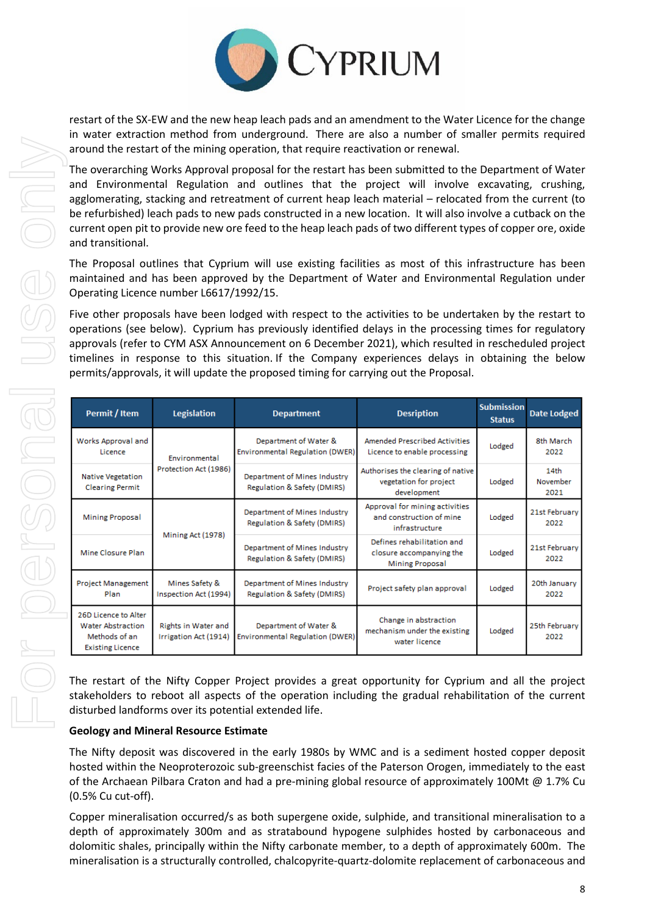restart of the SX-EW and the new heap leach pads and an amendment to the Water Licence for the change in water extraction method from underground. There are also a number of smaller permits required around the restart of the mining operation, that require reactivation or renewal.

The overarching Works Approval proposal for the restart has been submitted to the Department of Water and Environmental Regulation and outlines that the project will involve excavating, crushing, agglomerating, stacking and retreatment of current heap leach material – relocated from the current (to be refurbished) leach pads to new pads constructed in a new location. It will also involve a cutback on the current open pit to provide new ore feed to the heap leach pads of two different types of copper ore, oxide and transitional.

The Proposal outlines that Cyprium will use existing facilities as most of this infrastructure has been maintained and has been approved by the Department of Water and Environmental Regulation under Operating Licence number L6617/1992/15.

Five other proposals have been lodged with respect to the activities to be undertaken by the restart to operations (see below). Cyprium has previously identified delays in the processing times for regulatory approvals (refer to CYM ASX Announcement on 6 December 2021), which resulted in rescheduled project timelines in response to this situation. If the Company experiences delays in obtaining the below permits/approvals, it will update the proposed timing for carrying out the Proposal.

| Permit / Item | Legislation | Department | Desription | Submission Status | Date Lodged |
|---|---|---|---|---|---|
| Works Approval and Licence | Environmental Protection Act (1986) | Department of Water & Environmental Regulation (DWER) | Amended Prescribed Activities Licence to enable processing | Lodged | 8th March 2022 |
| Native Vegetation Clearing Permit | | Department of Mines Industry Regulation & Safety (DMIRS) | Authorises the clearing of native vegetation for project development | Lodged | 14th November 2021 |
| Mining Proposal | Mining Act (1978) | Department of Mines Industry Regulation & Safety (DMIRS) | Approval for mining activities and construction of mine infrastructure | Lodged | 21st February 2022 |
| Mine Closure Plan | | Department of Mines Industry Regulation & Safety (DMIRS) | Defines rehabilitation and closure accompanying the Mining Proposal | Lodged | 21st February 2022 |
| Project Management Plan | Mines Safety & Inspection Act (1994) | Department of Mines Industry Regulation & Safety (DMIRS) | Project safety plan approval | Lodged | 20th January 2022 |
| 26D Licence to Alter Water Abstraction Methods of an Existing Licence | Rights in Water and Irrigation Act (1914) | Department of Water & Environmental Regulation (DWER) | Change in abstraction mechanism under the existing water licence | Lodged | 25th February 2022 |

The restart of the Nifty Copper Project provides a great opportunity for Cyprium and all the project stakeholders to reboot all aspects of the operation including the gradual rehabilitation of the current disturbed landforms over its potential extended life.

**Geology and Mineral Resource Estimate**

The Nifty deposit was discovered in the early 1980s by WMC and is a sediment hosted copper deposit hosted within the Neoproterozoic sub-greenschist facies of the Paterson Orogen, immediately to the east of the Archaean Pilbara Craton and had a pre-mining global resource of approximately 100Mt @ 1.7% Cu (0.5% Cu cut-off).

Copper mineralisation occurred/s as both supergene oxide, sulphide, and transitional mineralisation to a depth of approximately 300m and as stratabound hypogene sulphides hosted by carbonaceous and dolomitic shales, principally within the Nifty carbonate member, to a depth of approximately 600m. The mineralisation is a structurally controlled, chalcopyrite-quartz-dolomite replacement of carbonaceous and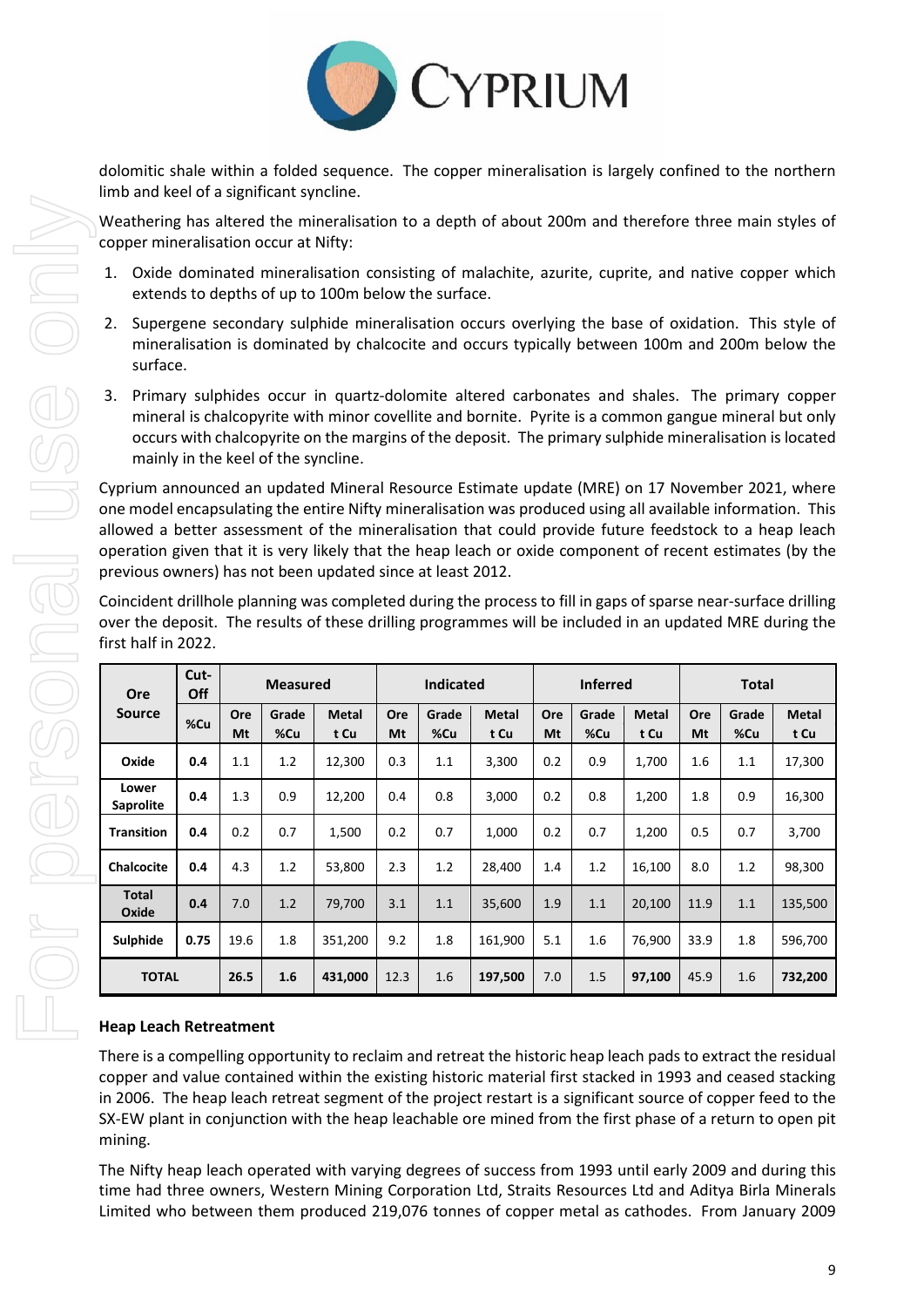dolomitic shale within a folded sequence. The copper mineralisation is largely confined to the northern limb and keel of a significant syncline.

Weathering has altered the mineralisation to a depth of about 200m and therefore three main styles of copper mineralisation occur at Nifty:

1. Oxide dominated mineralisation consisting of malachite, azurite, cuprite, and native copper which extends to depths of up to 100m below the surface.
2. Supergene secondary sulphide mineralisation occurs overlying the base of oxidation. This style of mineralisation is dominated by chalcocite and occurs typically between 100m and 200m below the surface.
3. Primary sulphides occur in quartz-dolomite altered carbonates and shales. The primary copper mineral is chalcopyrite with minor covellite and bornite. Pyrite is a common gangue mineral but only occurs with chalcopyrite on the margins of the deposit. The primary sulphide mineralisation is located mainly in the keel of the syncline.

Cyprium announced an updated Mineral Resource Estimate update (MRE) on 17 November 2021, where one model encapsulating the entire Nifty mineralisation was produced using all available information. This allowed a better assessment of the mineralisation that could provide future feedstock to a heap leach operation given that it is very likely that the heap leach or oxide component of recent estimates (by the previous owners) has not been updated since at least 2012.

Coincident drillhole planning was completed during the process to fill in gaps of sparse near-surface drilling over the deposit. The results of these drilling programmes will be included in an updated MRE during the first half in 2022.

| Ore Source | Cut-Off | Measured | | | Indicated | | | Inferred | | | Total | | |
|---|---|---|---|---|---|---|---|---|---|---|---|---|---|
| | %Cu | Ore Mt | Grade %Cu | Metal t Cu | Ore Mt | Grade %Cu | Metal t Cu | Ore Mt | Grade %Cu | Metal t Cu | Ore Mt | Grade %Cu | Metal t Cu |
| **Oxide** | **0.4** | 1.1 | 1.2 | 12,300 | 0.3 | 1.1 | 3,300 | 0.2 | 0.9 | 1,700 | 1.6 | 1.1 | 17,300 |
| **Lower Saprolite** | **0.4** | 1.3 | 0.9 | 12,200 | 0.4 | 0.8 | 3,000 | 0.2 | 0.8 | 1,200 | 1.8 | 0.9 | 16,300 |
| **Transition** | **0.4** | 0.2 | 0.7 | 1,500 | 0.2 | 0.7 | 1,000 | 0.2 | 0.7 | 1,200 | 0.5 | 0.7 | 3,700 |
| **Chalcocite** | **0.4** | 4.3 | 1.2 | 53,800 | 2.3 | 1.2 | 28,400 | 1.4 | 1.2 | 16,100 | 8.0 | 1.2 | 98,300 |
| **Total Oxide** | **0.4** | 7.0 | 1.2 | 79,700 | 3.1 | 1.1 | 35,600 | 1.9 | 1.1 | 20,100 | 11.9 | 1.1 | 135,500 |
| **Sulphide** | **0.75** | 19.6 | 1.8 | 351,200 | 9.2 | 1.8 | 161,900 | 5.1 | 1.6 | 76,900 | 33.9 | 1.8 | 596,700 |
| **TOTAL** | | **26.5** | **1.6** | **431,000** | 12.3 | 1.6 | **197,500** | 7.0 | 1.5 | **97,100** | 45.9 | 1.6 | **732,200** |

**Heap Leach Retreatment**

There is a compelling opportunity to reclaim and retreat the historic heap leach pads to extract the residual copper and value contained within the existing historic material first stacked in 1993 and ceased stacking in 2006. The heap leach retreat segment of the project restart is a significant source of copper feed to the SX-EW plant in conjunction with the heap leachable ore mined from the first phase of a return to open pit mining.

The Nifty heap leach operated with varying degrees of success from 1993 until early 2009 and during this time had three owners, Western Mining Corporation Ltd, Straits Resources Ltd and Aditya Birla Minerals Limited who between them produced 219,076 tonnes of copper metal as cathodes. From January 2009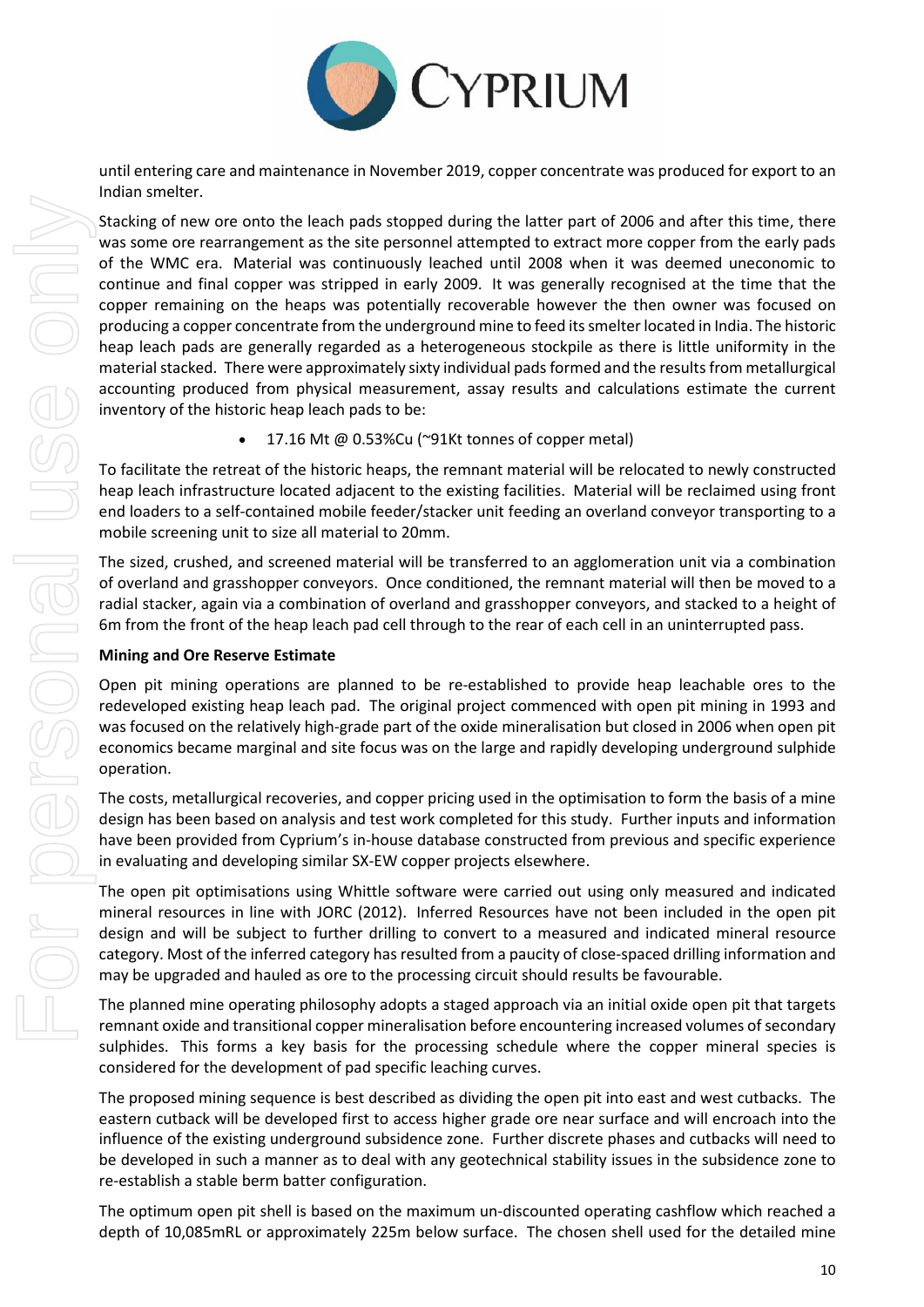until entering care and maintenance in November 2019, copper concentrate was produced for export to an Indian smelter.

Stacking of new ore onto the leach pads stopped during the latter part of 2006 and after this time, there was some ore rearrangement as the site personnel attempted to extract more copper from the early pads of the WMC era. Material was continuously leached until 2008 when it was deemed uneconomic to continue and final copper was stripped in early 2009. It was generally recognised at the time that the copper remaining on the heaps was potentially recoverable however the then owner was focused on producing a copper concentrate from the underground mine to feed its smelter located in India. The historic heap leach pads are generally regarded as a heterogeneous stockpile as there is little uniformity in the material stacked. There were approximately sixty individual pads formed and the results from metallurgical accounting produced from physical measurement, assay results and calculations estimate the current inventory of the historic heap leach pads to be:

- 17.16 Mt @ 0.53%Cu (~91Kt tonnes of copper metal)

To facilitate the retreat of the historic heaps, the remnant material will be relocated to newly constructed heap leach infrastructure located adjacent to the existing facilities. Material will be reclaimed using front end loaders to a self-contained mobile feeder/stacker unit feeding an overland conveyor transporting to a mobile screening unit to size all material to 20mm.

The sized, crushed, and screened material will be transferred to an agglomeration unit via a combination of overland and grasshopper conveyors. Once conditioned, the remnant material will then be moved to a radial stacker, again via a combination of overland and grasshopper conveyors, and stacked to a height of 6m from the front of the heap leach pad cell through to the rear of each cell in an uninterrupted pass.

**Mining and Ore Reserve Estimate**

Open pit mining operations are planned to be re-established to provide heap leachable ores to the redeveloped existing heap leach pad. The original project commenced with open pit mining in 1993 and was focused on the relatively high-grade part of the oxide mineralisation but closed in 2006 when open pit economics became marginal and site focus was on the large and rapidly developing underground sulphide operation.

The costs, metallurgical recoveries, and copper pricing used in the optimisation to form the basis of a mine design has been based on analysis and test work completed for this study. Further inputs and information have been provided from Cyprium's in-house database constructed from previous and specific experience in evaluating and developing similar SX-EW copper projects elsewhere.

The open pit optimisations using Whittle software were carried out using only measured and indicated mineral resources in line with JORC (2012). Inferred Resources have not been included in the open pit design and will be subject to further drilling to convert to a measured and indicated mineral resource category. Most of the inferred category has resulted from a paucity of close-spaced drilling information and may be upgraded and hauled as ore to the processing circuit should results be favourable.

The planned mine operating philosophy adopts a staged approach via an initial oxide open pit that targets remnant oxide and transitional copper mineralisation before encountering increased volumes of secondary sulphides. This forms a key basis for the processing schedule where the copper mineral species is considered for the development of pad specific leaching curves.

The proposed mining sequence is best described as dividing the open pit into east and west cutbacks. The eastern cutback will be developed first to access higher grade ore near surface and will encroach into the influence of the existing underground subsidence zone. Further discrete phases and cutbacks will need to be developed in such a manner as to deal with any geotechnical stability issues in the subsidence zone to re-establish a stable berm batter configuration.

The optimum open pit shell is based on the maximum un-discounted operating cashflow which reached a depth of 10,085mRL or approximately 225m below surface. The chosen shell used for the detailed mine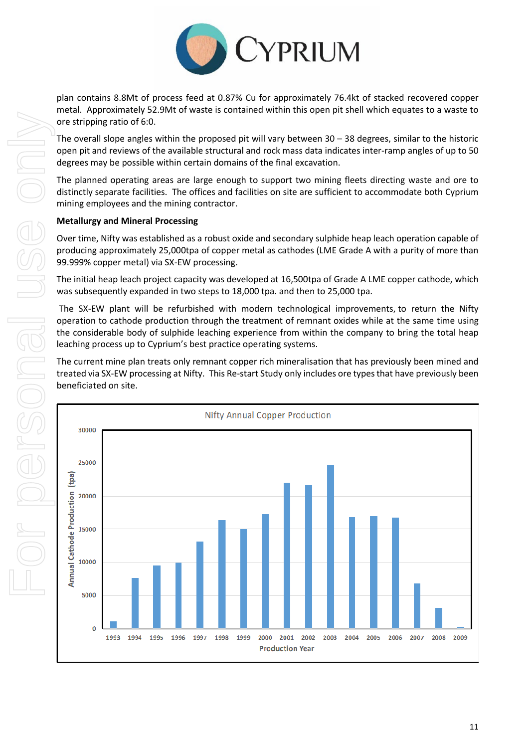plan contains 8.8Mt of process feed at 0.87% Cu for approximately 76.4kt of stacked recovered copper metal. Approximately 52.9Mt of waste is contained within this open pit shell which equates to a waste to ore stripping ratio of 6:0.

The overall slope angles within the proposed pit will vary between 30 – 38 degrees, similar to the historic open pit and reviews of the available structural and rock mass data indicates inter-ramp angles of up to 50 degrees may be possible within certain domains of the final excavation.

The planned operating areas are large enough to support two mining fleets directing waste and ore to distinctly separate facilities. The offices and facilities on site are sufficient to accommodate both Cyprium mining employees and the mining contractor.

**Metallurgy and Mineral Processing**

Over time, Nifty was established as a robust oxide and secondary sulphide heap leach operation capable of producing approximately 25,000tpa of copper metal as cathodes (LME Grade A with a purity of more than 99.999% copper metal) via SX-EW processing.

The initial heap leach project capacity was developed at 16,500tpa of Grade A LME copper cathode, which was subsequently expanded in two steps to 18,000 tpa. and then to 25,000 tpa.

The SX-EW plant will be refurbished with modern technological improvements, to return the Nifty operation to cathode production through the treatment of remnant oxides while at the same time using the considerable body of sulphide leaching experience from within the company to bring the total heap leaching process up to Cyprium's best practice operating systems.

The current mine plan treats only remnant copper rich mineralisation that has previously been mined and treated via SX-EW processing at Nifty. This Re-start Study only includes ore types that have previously been beneficiated on site.

Nifty Annual Copper Production

(Chart: Annual Cathode Production (tpa) vs Production Year, 1993–2009)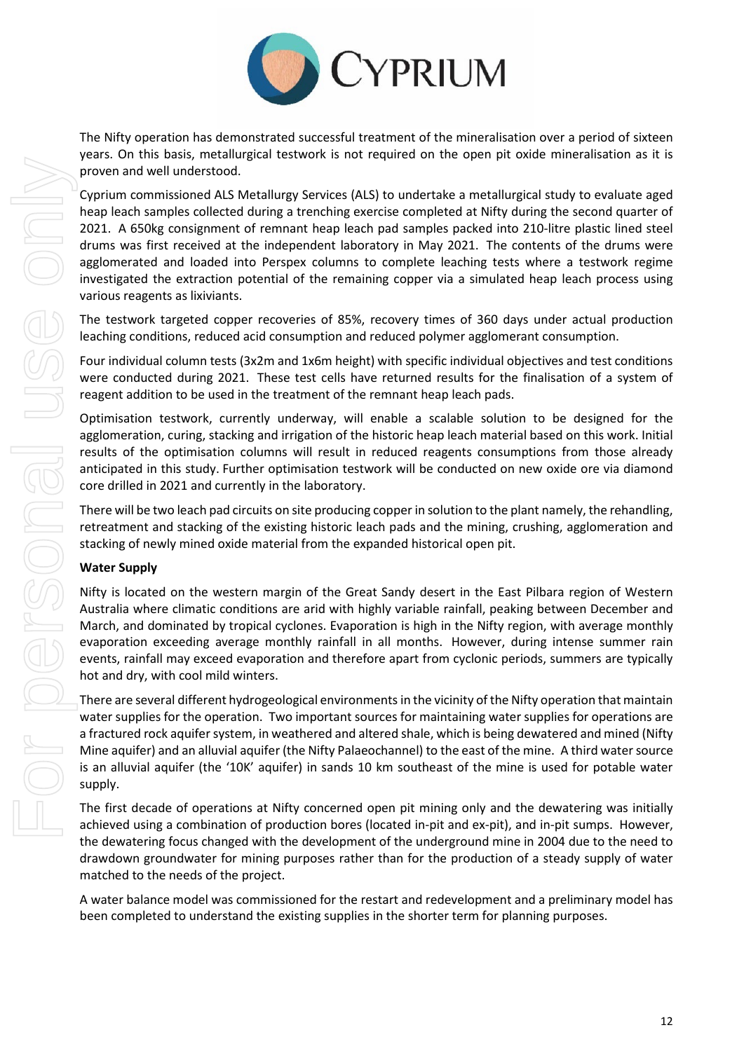The Nifty operation has demonstrated successful treatment of the mineralisation over a period of sixteen years. On this basis, metallurgical testwork is not required on the open pit oxide mineralisation as it is proven and well understood.

Cyprium commissioned ALS Metallurgy Services (ALS) to undertake a metallurgical study to evaluate aged heap leach samples collected during a trenching exercise completed at Nifty during the second quarter of 2021. A 650kg consignment of remnant heap leach pad samples packed into 210-litre plastic lined steel drums was first received at the independent laboratory in May 2021. The contents of the drums were agglomerated and loaded into Perspex columns to complete leaching tests where a testwork regime investigated the extraction potential of the remaining copper via a simulated heap leach process using various reagents as lixiviants.

The testwork targeted copper recoveries of 85%, recovery times of 360 days under actual production leaching conditions, reduced acid consumption and reduced polymer agglomerant consumption.

Four individual column tests (3x2m and 1x6m height) with specific individual objectives and test conditions were conducted during 2021. These test cells have returned results for the finalisation of a system of reagent addition to be used in the treatment of the remnant heap leach pads.

Optimisation testwork, currently underway, will enable a scalable solution to be designed for the agglomeration, curing, stacking and irrigation of the historic heap leach material based on this work. Initial results of the optimisation columns will result in reduced reagents consumptions from those already anticipated in this study. Further optimisation testwork will be conducted on new oxide ore via diamond core drilled in 2021 and currently in the laboratory.

There will be two leach pad circuits on site producing copper in solution to the plant namely, the rehandling, retreatment and stacking of the existing historic leach pads and the mining, crushing, agglomeration and stacking of newly mined oxide material from the expanded historical open pit.

**Water Supply**

Nifty is located on the western margin of the Great Sandy desert in the East Pilbara region of Western Australia where climatic conditions are arid with highly variable rainfall, peaking between December and March, and dominated by tropical cyclones. Evaporation is high in the Nifty region, with average monthly evaporation exceeding average monthly rainfall in all months. However, during intense summer rain events, rainfall may exceed evaporation and therefore apart from cyclonic periods, summers are typically hot and dry, with cool mild winters.

There are several different hydrogeological environments in the vicinity of the Nifty operation that maintain water supplies for the operation. Two important sources for maintaining water supplies for operations are a fractured rock aquifer system, in weathered and altered shale, which is being dewatered and mined (Nifty Mine aquifer) and an alluvial aquifer (the Nifty Palaeochannel) to the east of the mine. A third water source is an alluvial aquifer (the '10K' aquifer) in sands 10 km southeast of the mine is used for potable water supply.

The first decade of operations at Nifty concerned open pit mining only and the dewatering was initially achieved using a combination of production bores (located in-pit and ex-pit), and in-pit sumps. However, the dewatering focus changed with the development of the underground mine in 2004 due to the need to drawdown groundwater for mining purposes rather than for the production of a steady supply of water matched to the needs of the project.

A water balance model was commissioned for the restart and redevelopment and a preliminary model has been completed to understand the existing supplies in the shorter term for planning purposes.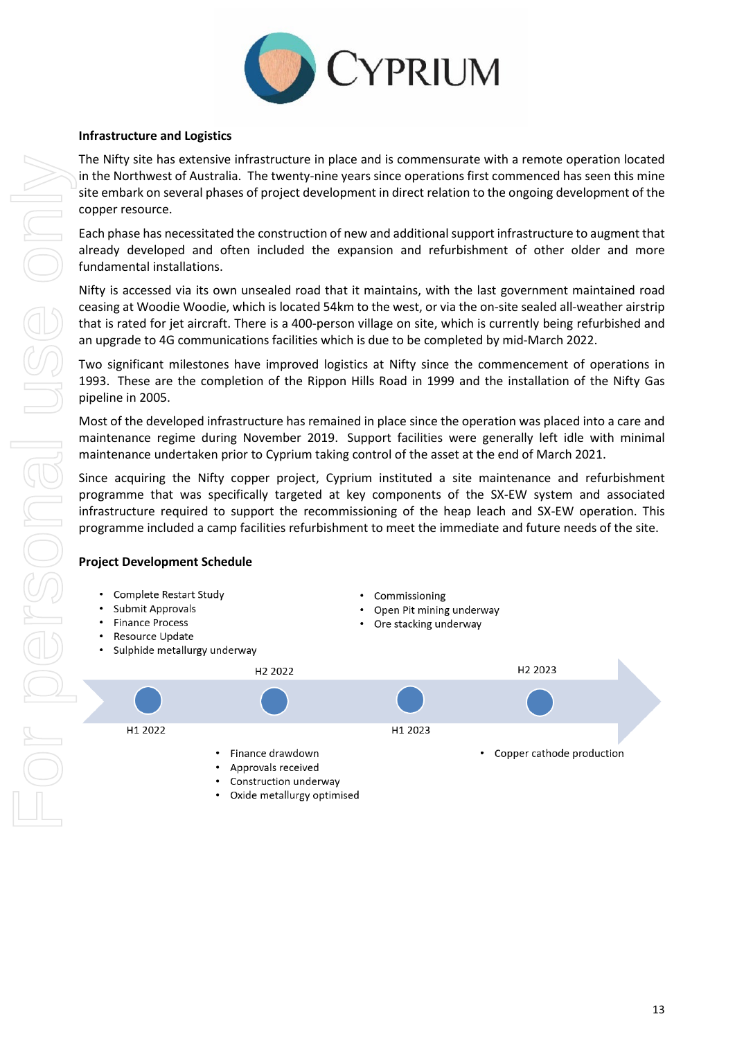## Infrastructure and Logistics

The Nifty site has extensive infrastructure in place and is commensurate with a remote operation located in the Northwest of Australia. The twenty-nine years since operations first commenced has seen this mine site embark on several phases of project development in direct relation to the ongoing development of the copper resource.

Each phase has necessitated the construction of new and additional support infrastructure to augment that already developed and often included the expansion and refurbishment of other older and more fundamental installations.

Nifty is accessed via its own unsealed road that it maintains, with the last government maintained road ceasing at Woodie Woodie, which is located 54km to the west, or via the on-site sealed all-weather airstrip that is rated for jet aircraft. There is a 400-person village on site, which is currently being refurbished and an upgrade to 4G communications facilities which is due to be completed by mid-March 2022.

Two significant milestones have improved logistics at Nifty since the commencement of operations in 1993. These are the completion of the Rippon Hills Road in 1999 and the installation of the Nifty Gas pipeline in 2005.

Most of the developed infrastructure has remained in place since the operation was placed into a care and maintenance regime during November 2019. Support facilities were generally left idle with minimal maintenance undertaken prior to Cyprium taking control of the asset at the end of March 2021.

Since acquiring the Nifty copper project, Cyprium instituted a site maintenance and refurbishment programme that was specifically targeted at key components of the SX-EW system and associated infrastructure required to support the recommissioning of the heap leach and SX-EW operation. This programme included a camp facilities refurbishment to meet the immediate and future needs of the site.

## Project Development Schedule

**H1 2022**
- Complete Restart Study
- Submit Approvals
- Finance Process
- Resource Update
- Sulphide metallurgy underway

**H2 2022**
- Finance drawdown
- Approvals received
- Construction underway
- Oxide metallurgy optimised

**H1 2023**
- Commissioning
- Open Pit mining underway
- Ore stacking underway

**H2 2023**
- Copper cathode production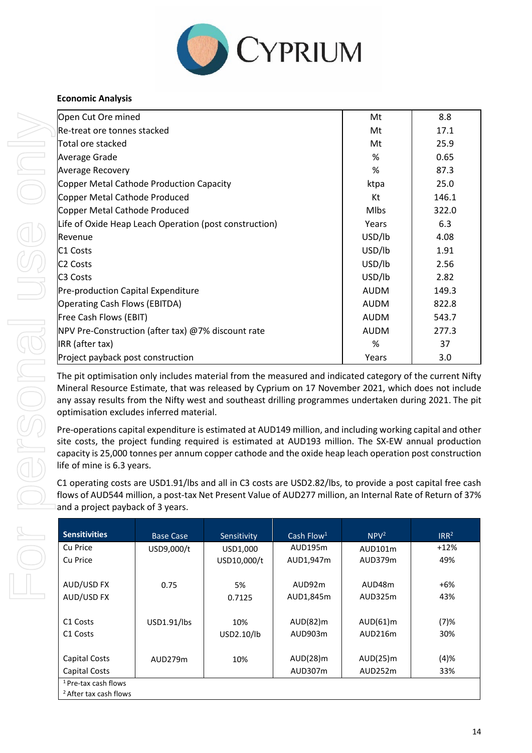**Economic Analysis**

| | | |
|---|---|---|
| Open Cut Ore mined | Mt | 8.8 |
| Re-treat ore tonnes stacked | Mt | 17.1 |
| Total ore stacked | Mt | 25.9 |
| Average Grade | % | 0.65 |
| Average Recovery | % | 87.3 |
| Copper Metal Cathode Production Capacity | ktpa | 25.0 |
| Copper Metal Cathode Produced | Kt | 146.1 |
| Copper Metal Cathode Produced | Mlbs | 322.0 |
| Life of Oxide Heap Leach Operation (post construction) | Years | 6.3 |
| Revenue | USD/lb | 4.08 |
| C1 Costs | USD/lb | 1.91 |
| C2 Costs | USD/lb | 2.56 |
| C3 Costs | USD/lb | 2.82 |
| Pre-production Capital Expenditure | AUDM | 149.3 |
| Operating Cash Flows (EBITDA) | AUDM | 822.8 |
| Free Cash Flows (EBIT) | AUDM | 543.7 |
| NPV Pre-Construction (after tax) @7% discount rate | AUDM | 277.3 |
| IRR (after tax) | % | 37 |
| Project payback post construction | Years | 3.0 |

The pit optimisation only includes material from the measured and indicated category of the current Nifty Mineral Resource Estimate, that was released by Cyprium on 17 November 2021, which does not include any assay results from the Nifty west and southeast drilling programmes undertaken during 2021. The pit optimisation excludes inferred material.

Pre-operations capital expenditure is estimated at AUD149 million, and including working capital and other site costs, the project funding required is estimated at AUD193 million. The SX-EW annual production capacity is 25,000 tonnes per annum copper cathode and the oxide heap leach operation post construction life of mine is 6.3 years.

C1 operating costs are USD1.91/lbs and all in C3 costs are USD2.82/lbs, to provide a post capital free cash flows of AUD544 million, a post-tax Net Present Value of AUD277 million, an Internal Rate of Return of 37% and a project payback of 3 years.

| Sensitivities | Base Case | Sensitivity | Cash Flow[1] | NPV[2] | IRR[2] |
|---|---|---|---|---|---|
| Cu Price | USD9,000/t | USD1,000 | AUD195m | AUD101m | +12% |
| Cu Price | | USD10,000/t | AUD1,947m | AUD379m | 49% |
| AUD/USD FX | 0.75 | 5% | AUD92m | AUD48m | +6% |
| AUD/USD FX | | 0.7125 | AUD1,845m | AUD325m | 43% |
| C1 Costs | USD1.91/lbs | 10% | AUD(82)m | AUD(61)m | (7)% |
| C1 Costs | | USD2.10/lb | AUD903m | AUD216m | 30% |
| Capital Costs | AUD279m | 10% | AUD(28)m | AUD(25)m | (4)% |
| Capital Costs | | | AUD307m | AUD252m | 33% |

[1] Pre-tax cash flows
[2] After tax cash flows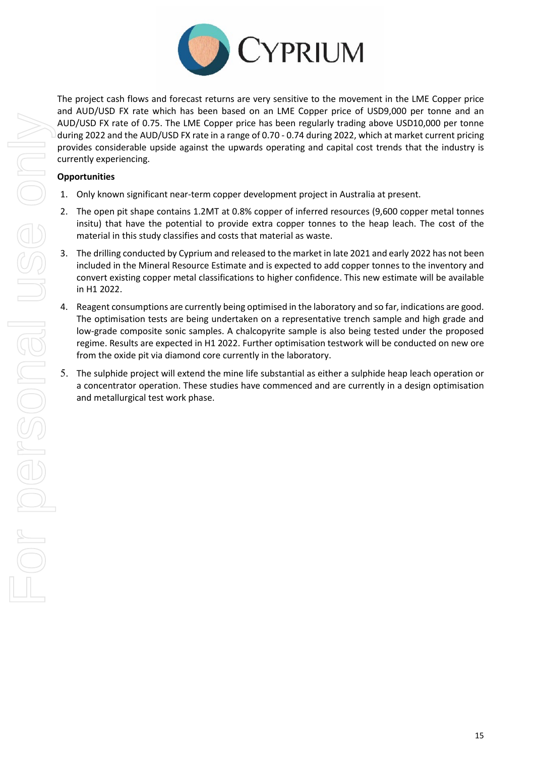The project cash flows and forecast returns are very sensitive to the movement in the LME Copper price and AUD/USD FX rate which has been based on an LME Copper price of USD9,000 per tonne and an AUD/USD FX rate of 0.75. The LME Copper price has been regularly trading above USD10,000 per tonne during 2022 and the AUD/USD FX rate in a range of 0.70 - 0.74 during 2022, which at market current pricing provides considerable upside against the upwards operating and capital cost trends that the industry is currently experiencing.

**Opportunities**

1. Only known significant near-term copper development project in Australia at present.
2. The open pit shape contains 1.2MT at 0.8% copper of inferred resources (9,600 copper metal tonnes insitu) that have the potential to provide extra copper tonnes to the heap leach. The cost of the material in this study classifies and costs that material as waste.
3. The drilling conducted by Cyprium and released to the market in late 2021 and early 2022 has not been included in the Mineral Resource Estimate and is expected to add copper tonnes to the inventory and convert existing copper metal classifications to higher confidence. This new estimate will be available in H1 2022.
4. Reagent consumptions are currently being optimised in the laboratory and so far, indications are good. The optimisation tests are being undertaken on a representative trench sample and high grade and low-grade composite sonic samples. A chalcopyrite sample is also being tested under the proposed regime. Results are expected in H1 2022. Further optimisation testwork will be conducted on new ore from the oxide pit via diamond core currently in the laboratory.
5. The sulphide project will extend the mine life substantial as either a sulphide heap leach operation or a concentrator operation. These studies have commenced and are currently in a design optimisation and metallurgical test work phase.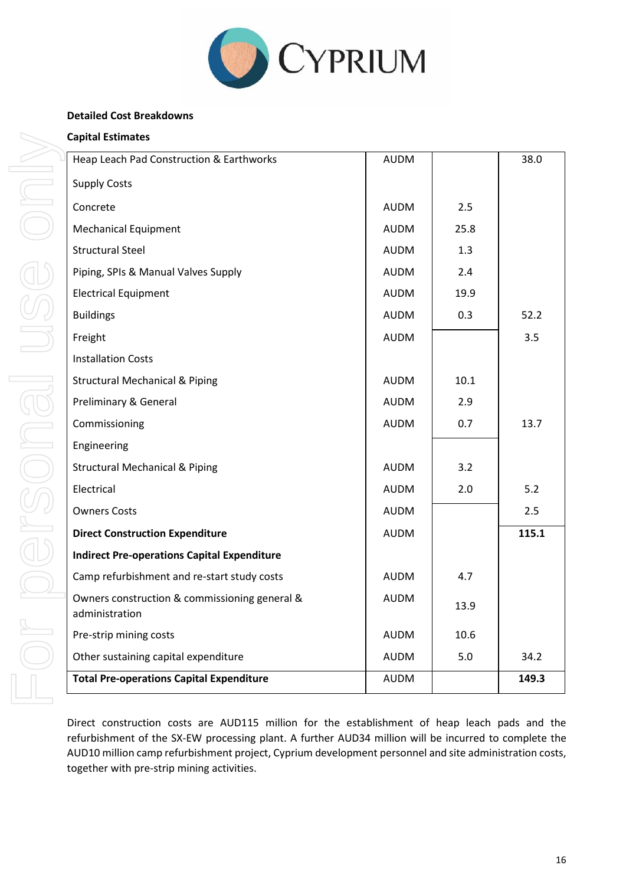**Detailed Cost Breakdowns**

**Capital Estimates**

| | | | |
|---|---|---|---|
| Heap Leach Pad Construction & Earthworks | AUDM | | 38.0 |
| Supply Costs | | | |
| Concrete | AUDM | 2.5 | |
| Mechanical Equipment | AUDM | 25.8 | |
| Structural Steel | AUDM | 1.3 | |
| Piping, SPIs & Manual Valves Supply | AUDM | 2.4 | |
| Electrical Equipment | AUDM | 19.9 | |
| Buildings | AUDM | 0.3 | 52.2 |
| Freight | AUDM | | 3.5 |
| Installation Costs | | | |
| Structural Mechanical & Piping | AUDM | 10.1 | |
| Preliminary & General | AUDM | 2.9 | |
| Commissioning | AUDM | 0.7 | 13.7 |
| Engineering | | | |
| Structural Mechanical & Piping | AUDM | 3.2 | |
| Electrical | AUDM | 2.0 | 5.2 |
| Owners Costs | AUDM | | 2.5 |
| **Direct Construction Expenditure** | AUDM | | **115.1** |
| **Indirect Pre-operations Capital Expenditure** | | | |
| Camp refurbishment and re-start study costs | AUDM | 4.7 | |
| Owners construction & commissioning general & administration | AUDM | 13.9 | |
| Pre-strip mining costs | AUDM | 10.6 | |
| Other sustaining capital expenditure | AUDM | 5.0 | 34.2 |
| **Total Pre-operations Capital Expenditure** | AUDM | | **149.3** |

Direct construction costs are AUD115 million for the establishment of heap leach pads and the refurbishment of the SX-EW processing plant. A further AUD34 million will be incurred to complete the AUD10 million camp refurbishment project, Cyprium development personnel and site administration costs, together with pre-strip mining activities.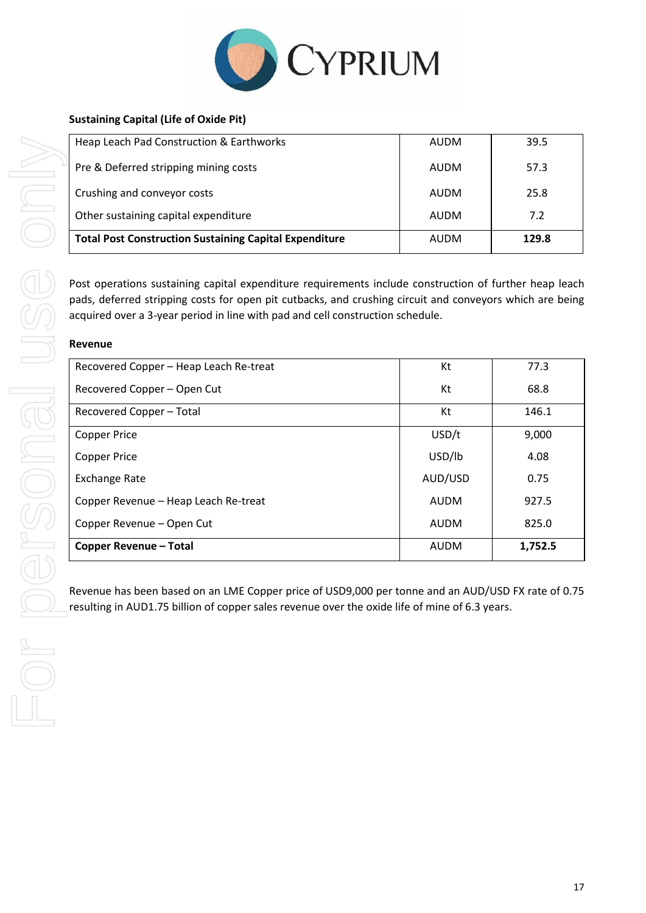**Sustaining Capital (Life of Oxide Pit)**

| | | |
|---|---|---|
| Heap Leach Pad Construction & Earthworks | AUDM | 39.5 |
| Pre & Deferred stripping mining costs | AUDM | 57.3 |
| Crushing and conveyor costs | AUDM | 25.8 |
| Other sustaining capital expenditure | AUDM | 7.2 |
| **Total Post Construction Sustaining Capital Expenditure** | AUDM | **129.8** |

Post operations sustaining capital expenditure requirements include construction of further heap leach pads, deferred stripping costs for open pit cutbacks, and crushing circuit and conveyors which are being acquired over a 3-year period in line with pad and cell construction schedule.

**Revenue**

| | | |
|---|---|---|
| Recovered Copper – Heap Leach Re-treat | Kt | 77.3 |
| Recovered Copper – Open Cut | Kt | 68.8 |
| Recovered Copper – Total | Kt | 146.1 |
| Copper Price | USD/t | 9,000 |
| Copper Price | USD/lb | 4.08 |
| Exchange Rate | AUD/USD | 0.75 |
| Copper Revenue – Heap Leach Re-treat | AUDM | 927.5 |
| Copper Revenue – Open Cut | AUDM | 825.0 |
| **Copper Revenue – Total** | AUDM | **1,752.5** |

Revenue has been based on an LME Copper price of USD9,000 per tonne and an AUD/USD FX rate of 0.75 resulting in AUD1.75 billion of copper sales revenue over the oxide life of mine of 6.3 years.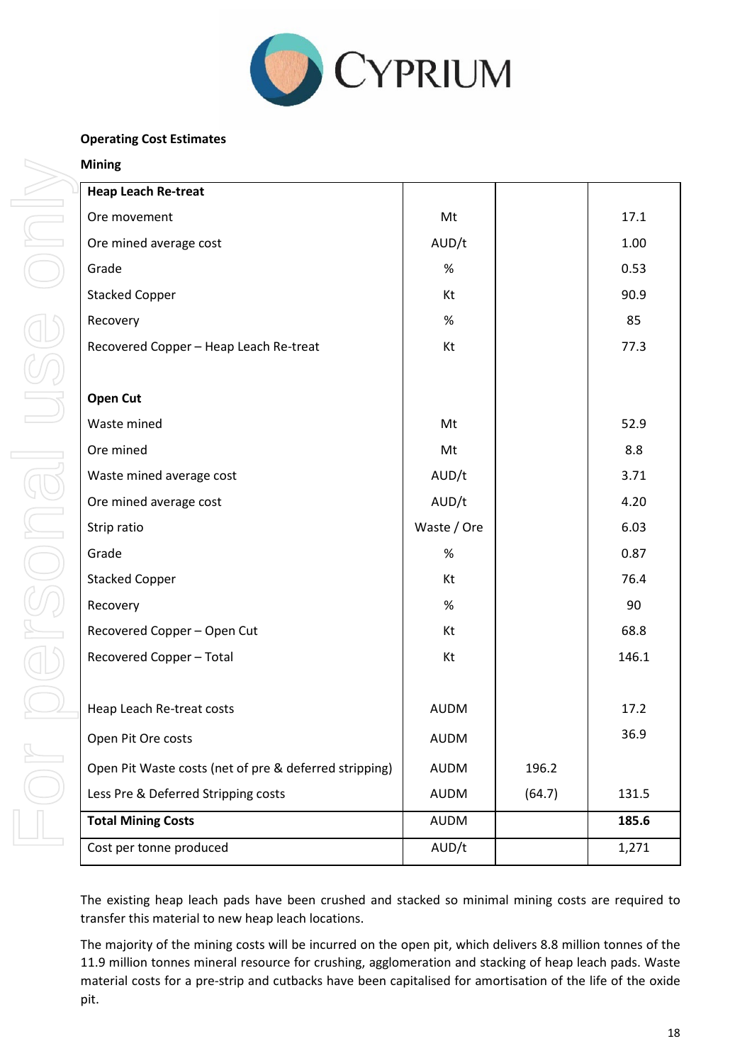**Operating Cost Estimates**

**Mining**

| **Heap Leach Re-treat** | | | |
|---|---|---|---|
| Ore movement | Mt | | 17.1 |
| Ore mined average cost | AUD/t | | 1.00 |
| Grade | % | | 0.53 |
| Stacked Copper | Kt | | 90.9 |
| Recovery | % | | 85 |
| Recovered Copper – Heap Leach Re-treat | Kt | | 77.3 |
| | | | |
| **Open Cut** | | | |
| Waste mined | Mt | | 52.9 |
| Ore mined | Mt | | 8.8 |
| Waste mined average cost | AUD/t | | 3.71 |
| Ore mined average cost | AUD/t | | 4.20 |
| Strip ratio | Waste / Ore | | 6.03 |
| Grade | % | | 0.87 |
| Stacked Copper | Kt | | 76.4 |
| Recovery | % | | 90 |
| Recovered Copper – Open Cut | Kt | | 68.8 |
| Recovered Copper – Total | Kt | | 146.1 |
| | | | |
| Heap Leach Re-treat costs | AUDM | | 17.2 |
| Open Pit Ore costs | AUDM | | 36.9 |
| Open Pit Waste costs (net of pre & deferred stripping) | AUDM | 196.2 | |
| Less Pre & Deferred Stripping costs | AUDM | (64.7) | 131.5 |
| **Total Mining Costs** | AUDM | | **185.6** |
| Cost per tonne produced | AUD/t | | 1,271 |

The existing heap leach pads have been crushed and stacked so minimal mining costs are required to transfer this material to new heap leach locations.

The majority of the mining costs will be incurred on the open pit, which delivers 8.8 million tonnes of the 11.9 million tonnes mineral resource for crushing, agglomeration and stacking of heap leach pads. Waste material costs for a pre-strip and cutbacks have been capitalised for amortisation of the life of the oxide pit.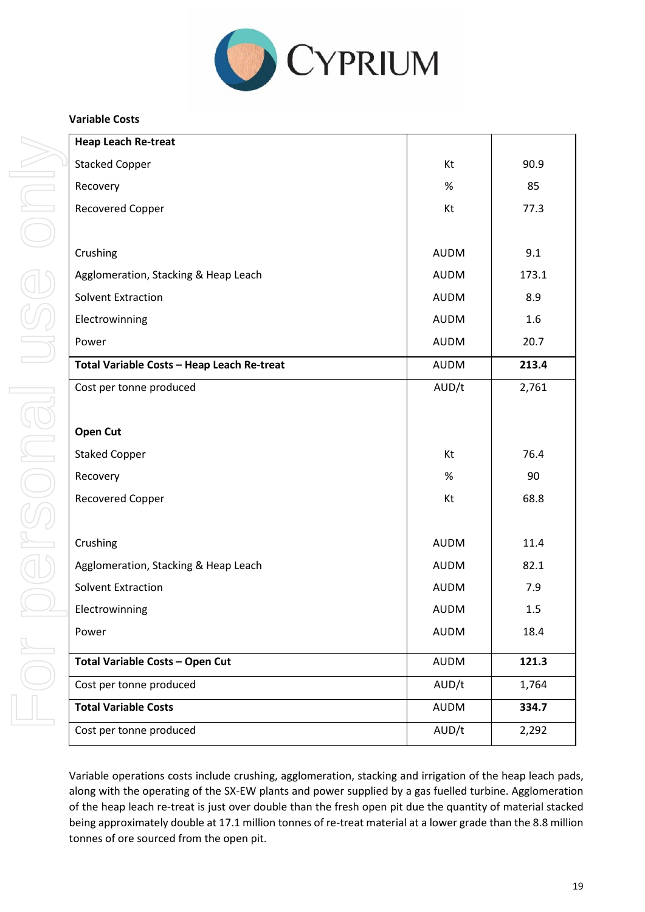**Variable Costs**

| **Heap Leach Re-treat** | | |
|---|---|---|
| Stacked Copper | Kt | 90.9 |
| Recovery | % | 85 |
| Recovered Copper | Kt | 77.3 |
| | | |
| Crushing | AUDM | 9.1 |
| Agglomeration, Stacking & Heap Leach | AUDM | 173.1 |
| Solvent Extraction | AUDM | 8.9 |
| Electrowinning | AUDM | 1.6 |
| Power | AUDM | 20.7 |
| **Total Variable Costs – Heap Leach Re-treat** | AUDM | **213.4** |
| Cost per tonne produced | AUD/t | 2,761 |
| | | |
| **Open Cut** | | |
| Staked Copper | Kt | 76.4 |
| Recovery | % | 90 |
| Recovered Copper | Kt | 68.8 |
| | | |
| Crushing | AUDM | 11.4 |
| Agglomeration, Stacking & Heap Leach | AUDM | 82.1 |
| Solvent Extraction | AUDM | 7.9 |
| Electrowinning | AUDM | 1.5 |
| Power | AUDM | 18.4 |
| **Total Variable Costs – Open Cut** | AUDM | **121.3** |
| Cost per tonne produced | AUD/t | 1,764 |
| **Total Variable Costs** | AUDM | **334.7** |
| Cost per tonne produced | AUD/t | 2,292 |

Variable operations costs include crushing, agglomeration, stacking and irrigation of the heap leach pads, along with the operating of the SX-EW plants and power supplied by a gas fuelled turbine. Agglomeration of the heap leach re-treat is just over double than the fresh open pit due the quantity of material stacked being approximately double at 17.1 million tonnes of re-treat material at a lower grade than the 8.8 million tonnes of ore sourced from the open pit.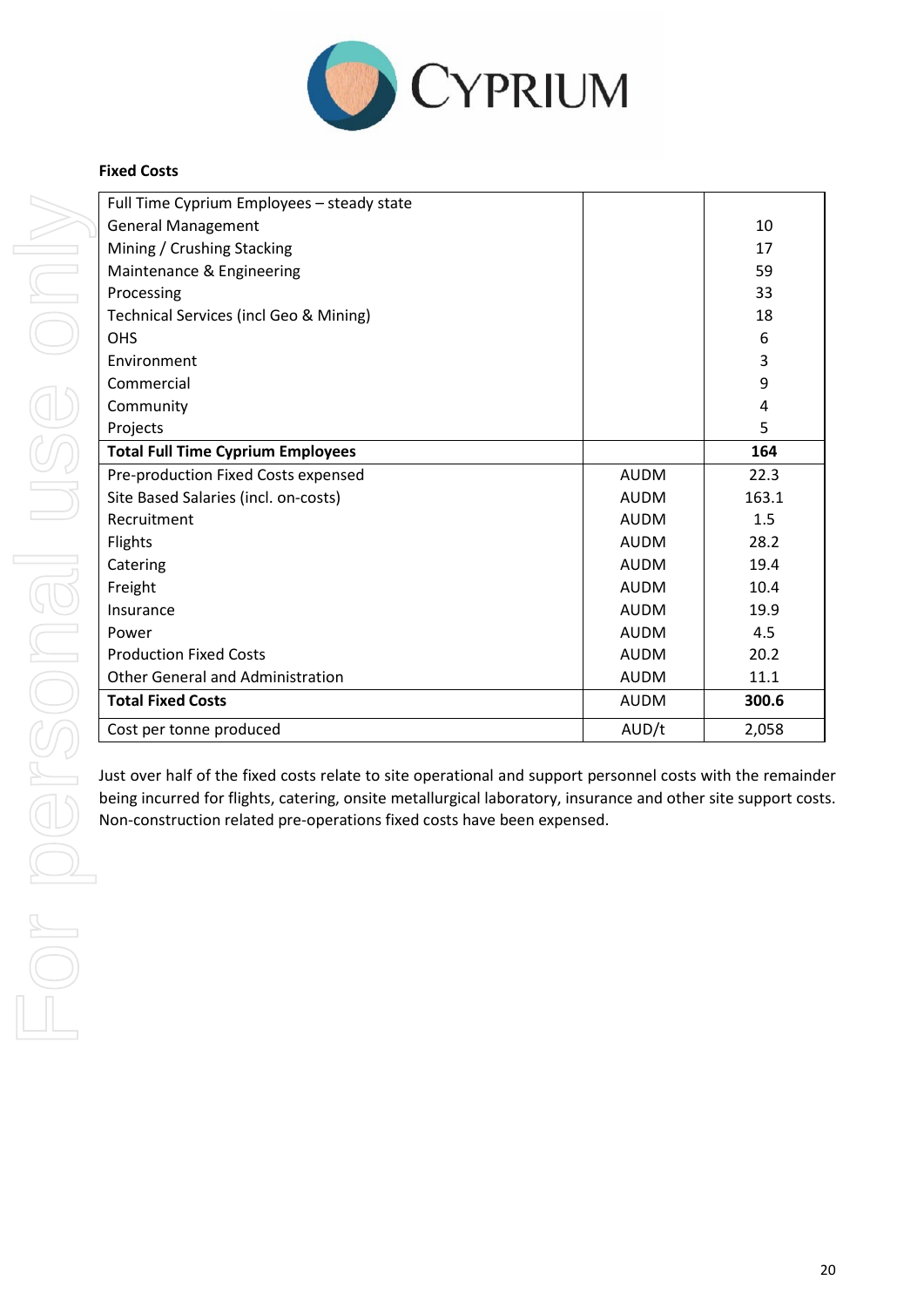**Fixed Costs**

| Full Time Cyprium Employees – steady state | | |
|---|---|---|
| General Management | | 10 |
| Mining / Crushing Stacking | | 17 |
| Maintenance & Engineering | | 59 |
| Processing | | 33 |
| Technical Services (incl Geo & Mining) | | 18 |
| OHS | | 6 |
| Environment | | 3 |
| Commercial | | 9 |
| Community | | 4 |
| Projects | | 5 |
| **Total Full Time Cyprium Employees** | | **164** |
| Pre-production Fixed Costs expensed | AUDM | 22.3 |
| Site Based Salaries (incl. on-costs) | AUDM | 163.1 |
| Recruitment | AUDM | 1.5 |
| Flights | AUDM | 28.2 |
| Catering | AUDM | 19.4 |
| Freight | AUDM | 10.4 |
| Insurance | AUDM | 19.9 |
| Power | AUDM | 4.5 |
| Production Fixed Costs | AUDM | 20.2 |
| Other General and Administration | AUDM | 11.1 |
| **Total Fixed Costs** | AUDM | **300.6** |
| Cost per tonne produced | AUD/t | 2,058 |

Just over half of the fixed costs relate to site operational and support personnel costs with the remainder being incurred for flights, catering, onsite metallurgical laboratory, insurance and other site support costs. Non-construction related pre-operations fixed costs have been expensed.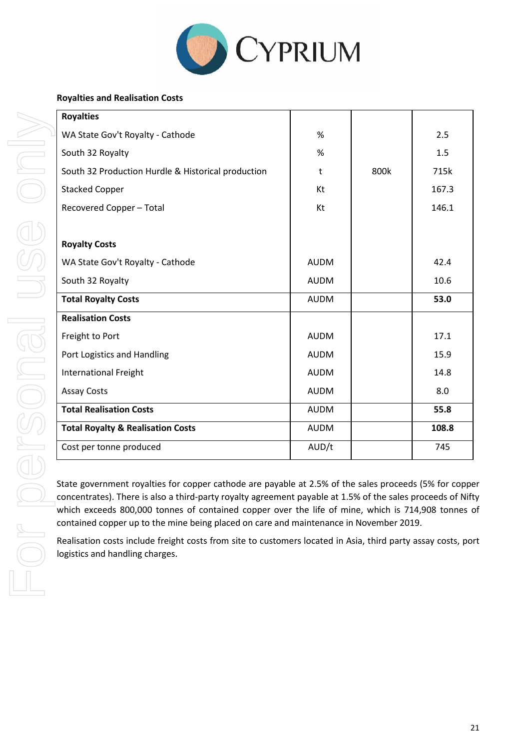**Royalties and Realisation Costs**

| **Royalties** | | | |
|---|---|---|---|
| WA State Gov't Royalty - Cathode | % | | 2.5 |
| South 32 Royalty | % | | 1.5 |
| South 32 Production Hurdle & Historical production | t | 800k | 715k |
| Stacked Copper | Kt | | 167.3 |
| Recovered Copper – Total | Kt | | 146.1 |
| | | | |
| **Royalty Costs** | | | |
| WA State Gov't Royalty - Cathode | AUDM | | 42.4 |
| South 32 Royalty | AUDM | | 10.6 |
| **Total Royalty Costs** | AUDM | | **53.0** |
| **Realisation Costs** | | | |
| Freight to Port | AUDM | | 17.1 |
| Port Logistics and Handling | AUDM | | 15.9 |
| International Freight | AUDM | | 14.8 |
| Assay Costs | AUDM | | 8.0 |
| **Total Realisation Costs** | AUDM | | **55.8** |
| **Total Royalty & Realisation Costs** | AUDM | | **108.8** |
| Cost per tonne produced | AUD/t | | 745 |

State government royalties for copper cathode are payable at 2.5% of the sales proceeds (5% for copper concentrates). There is also a third-party royalty agreement payable at 1.5% of the sales proceeds of Nifty which exceeds 800,000 tonnes of contained copper over the life of mine, which is 714,908 tonnes of contained copper up to the mine being placed on care and maintenance in November 2019.

Realisation costs include freight costs from site to customers located in Asia, third party assay costs, port logistics and handling charges.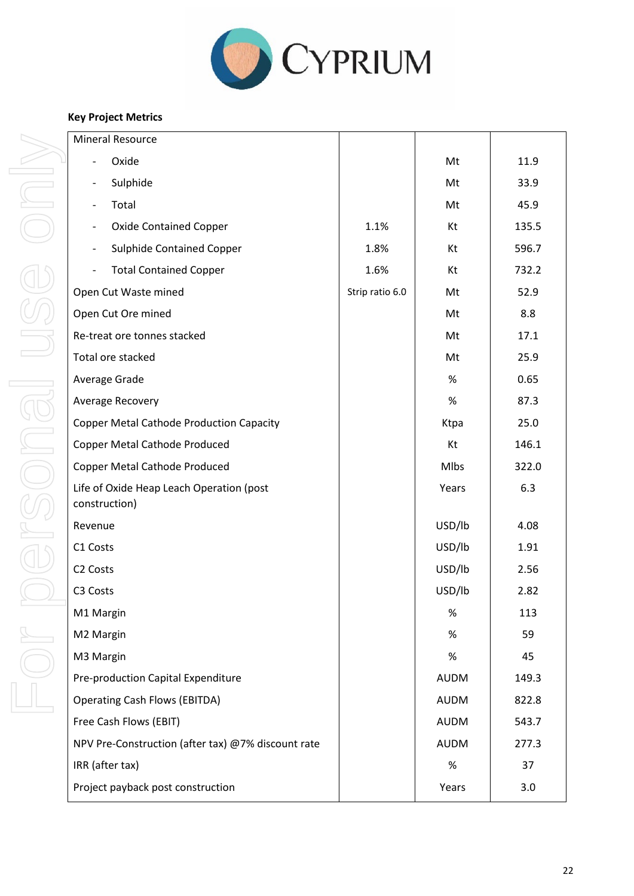**Key Project Metrics**

| | | | |
|---|---|---|---|
| Mineral Resource | | | |
| - Oxide | | Mt | 11.9 |
| - Sulphide | | Mt | 33.9 |
| - Total | | Mt | 45.9 |
| - Oxide Contained Copper | 1.1% | Kt | 135.5 |
| - Sulphide Contained Copper | 1.8% | Kt | 596.7 |
| - Total Contained Copper | 1.6% | Kt | 732.2 |
| Open Cut Waste mined | Strip ratio 6.0 | Mt | 52.9 |
| Open Cut Ore mined | | Mt | 8.8 |
| Re-treat ore tonnes stacked | | Mt | 17.1 |
| Total ore stacked | | Mt | 25.9 |
| Average Grade | | % | 0.65 |
| Average Recovery | | % | 87.3 |
| Copper Metal Cathode Production Capacity | | Ktpa | 25.0 |
| Copper Metal Cathode Produced | | Kt | 146.1 |
| Copper Metal Cathode Produced | | Mlbs | 322.0 |
| Life of Oxide Heap Leach Operation (post construction) | | Years | 6.3 |
| Revenue | | USD/lb | 4.08 |
| C1 Costs | | USD/lb | 1.91 |
| C2 Costs | | USD/lb | 2.56 |
| C3 Costs | | USD/lb | 2.82 |
| M1 Margin | | % | 113 |
| M2 Margin | | % | 59 |
| M3 Margin | | % | 45 |
| Pre-production Capital Expenditure | | AUDM | 149.3 |
| Operating Cash Flows (EBITDA) | | AUDM | 822.8 |
| Free Cash Flows (EBIT) | | AUDM | 543.7 |
| NPV Pre-Construction (after tax) @7% discount rate | | AUDM | 277.3 |
| IRR (after tax) | | % | 37 |
| Project payback post construction | | Years | 3.0 |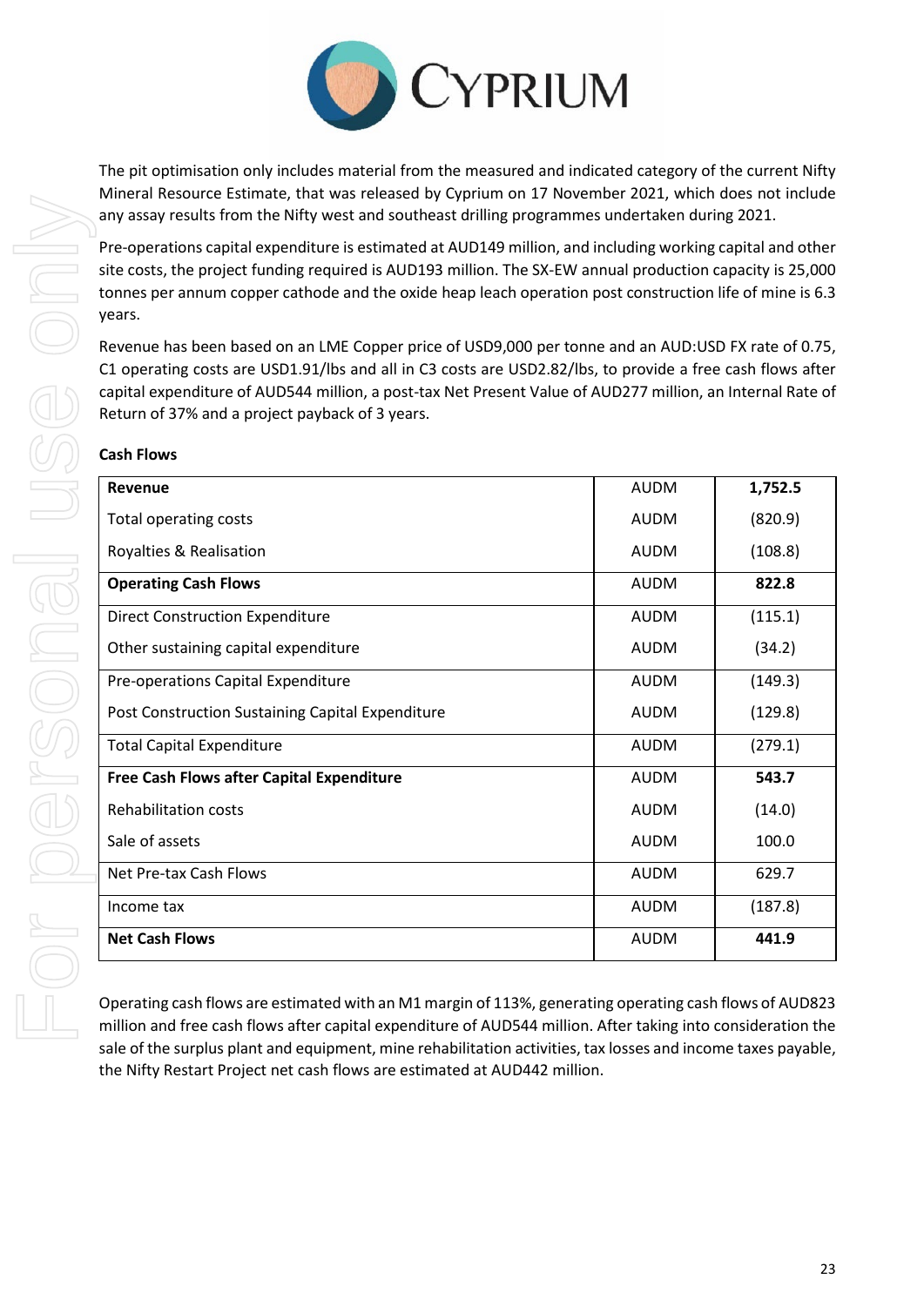The pit optimisation only includes material from the measured and indicated category of the current Nifty Mineral Resource Estimate, that was released by Cyprium on 17 November 2021, which does not include any assay results from the Nifty west and southeast drilling programmes undertaken during 2021.

Pre-operations capital expenditure is estimated at AUD149 million, and including working capital and other site costs, the project funding required is AUD193 million. The SX-EW annual production capacity is 25,000 tonnes per annum copper cathode and the oxide heap leach operation post construction life of mine is 6.3 years.

Revenue has been based on an LME Copper price of USD9,000 per tonne and an AUD:USD FX rate of 0.75, C1 operating costs are USD1.91/lbs and all in C3 costs are USD2.82/lbs, to provide a free cash flows after capital expenditure of AUD544 million, a post-tax Net Present Value of AUD277 million, an Internal Rate of Return of 37% and a project payback of 3 years.

**Cash Flows**

| | | |
|---|---|---|
| **Revenue** | AUDM | **1,752.5** |
| Total operating costs | AUDM | (820.9) |
| Royalties & Realisation | AUDM | (108.8) |
| **Operating Cash Flows** | AUDM | **822.8** |
| Direct Construction Expenditure | AUDM | (115.1) |
| Other sustaining capital expenditure | AUDM | (34.2) |
| Pre-operations Capital Expenditure | AUDM | (149.3) |
| Post Construction Sustaining Capital Expenditure | AUDM | (129.8) |
| Total Capital Expenditure | AUDM | (279.1) |
| **Free Cash Flows after Capital Expenditure** | AUDM | **543.7** |
| Rehabilitation costs | AUDM | (14.0) |
| Sale of assets | AUDM | 100.0 |
| Net Pre-tax Cash Flows | AUDM | 629.7 |
| Income tax | AUDM | (187.8) |
| **Net Cash Flows** | AUDM | **441.9** |

Operating cash flows are estimated with an M1 margin of 113%, generating operating cash flows of AUD823 million and free cash flows after capital expenditure of AUD544 million. After taking into consideration the sale of the surplus plant and equipment, mine rehabilitation activities, tax losses and income taxes payable, the Nifty Restart Project net cash flows are estimated at AUD442 million.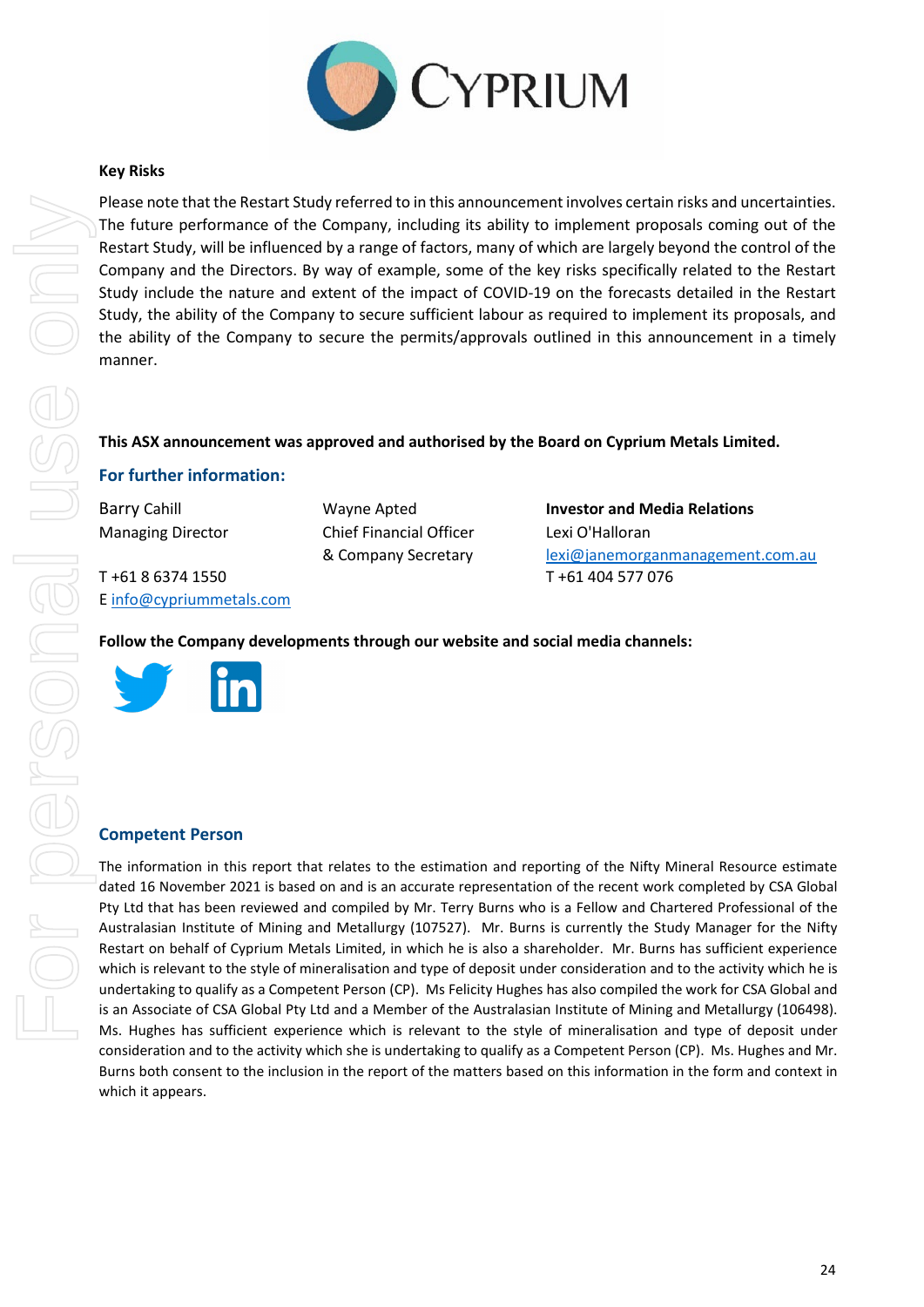**Key Risks**

Please note that the Restart Study referred to in this announcement involves certain risks and uncertainties. The future performance of the Company, including its ability to implement proposals coming out of the Restart Study, will be influenced by a range of factors, many of which are largely beyond the control of the Company and the Directors. By way of example, some of the key risks specifically related to the Restart Study include the nature and extent of the impact of COVID-19 on the forecasts detailed in the Restart Study, the ability of the Company to secure sufficient labour as required to implement its proposals, and the ability of the Company to secure the permits/approvals outlined in this announcement in a timely manner.

**This ASX announcement was approved and authorised by the Board on Cyprium Metals Limited.**

## For further information:

Barry Cahill
Managing Director

T +61 8 6374 1550
E info@cypriummetals.com

Wayne Apted
Chief Financial Officer
& Company Secretary

**Investor and Media Relations**
Lexi O'Halloran
lexi@janemorganmanagement.com.au
T +61 404 577 076

**Follow the Company developments through our website and social media channels:**

## Competent Person

The information in this report that relates to the estimation and reporting of the Nifty Mineral Resource estimate dated 16 November 2021 is based on and is an accurate representation of the recent work completed by CSA Global Pty Ltd that has been reviewed and compiled by Mr. Terry Burns who is a Fellow and Chartered Professional of the Australasian Institute of Mining and Metallurgy (107527). Mr. Burns is currently the Study Manager for the Nifty Restart on behalf of Cyprium Metals Limited, in which he is also a shareholder. Mr. Burns has sufficient experience which is relevant to the style of mineralisation and type of deposit under consideration and to the activity which he is undertaking to qualify as a Competent Person (CP). Ms Felicity Hughes has also compiled the work for CSA Global and is an Associate of CSA Global Pty Ltd and a Member of the Australasian Institute of Mining and Metallurgy (106498). Ms. Hughes has sufficient experience which is relevant to the style of mineralisation and type of deposit under consideration and to the activity which she is undertaking to qualify as a Competent Person (CP). Ms. Hughes and Mr. Burns both consent to the inclusion in the report of the matters based on this information in the form and context in which it appears.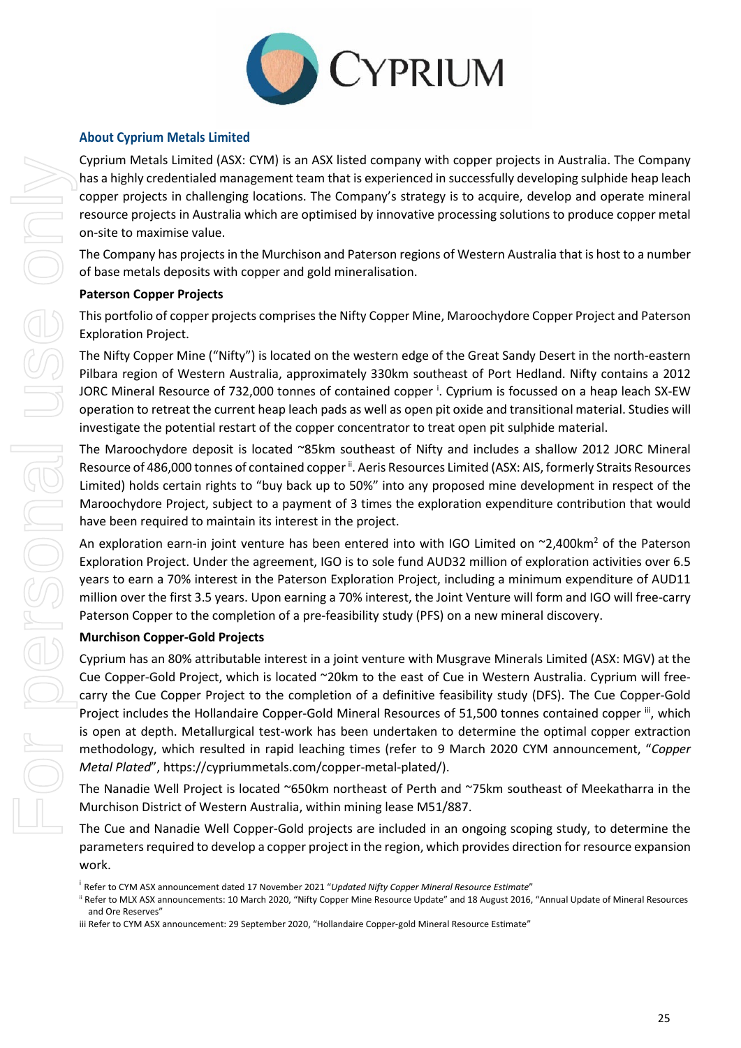## About Cyprium Metals Limited

Cyprium Metals Limited (ASX: CYM) is an ASX listed company with copper projects in Australia. The Company has a highly credentialed management team that is experienced in successfully developing sulphide heap leach copper projects in challenging locations. The Company's strategy is to acquire, develop and operate mineral resource projects in Australia which are optimised by innovative processing solutions to produce copper metal on-site to maximise value.

The Company has projects in the Murchison and Paterson regions of Western Australia that is host to a number of base metals deposits with copper and gold mineralisation.

**Paterson Copper Projects**

This portfolio of copper projects comprises the Nifty Copper Mine, Maroochydore Copper Project and Paterson Exploration Project.

The Nifty Copper Mine ("Nifty") is located on the western edge of the Great Sandy Desert in the north-eastern Pilbara region of Western Australia, approximately 330km southeast of Port Hedland. Nifty contains a 2012 JORC Mineral Resource of 732,000 tonnes of contained copper [i]. Cyprium is focussed on a heap leach SX-EW operation to retreat the current heap leach pads as well as open pit oxide and transitional material. Studies will investigate the potential restart of the copper concentrator to treat open pit sulphide material.

The Maroochydore deposit is located ~85km southeast of Nifty and includes a shallow 2012 JORC Mineral Resource of 486,000 tonnes of contained copper [ii]. Aeris Resources Limited (ASX: AIS, formerly Straits Resources Limited) holds certain rights to "buy back up to 50%" into any proposed mine development in respect of the Maroochydore Project, subject to a payment of 3 times the exploration expenditure contribution that would have been required to maintain its interest in the project.

An exploration earn-in joint venture has been entered into with IGO Limited on ~2,400km$^2$ of the Paterson Exploration Project. Under the agreement, IGO is to sole fund AUD32 million of exploration activities over 6.5 years to earn a 70% interest in the Paterson Exploration Project, including a minimum expenditure of AUD11 million over the first 3.5 years. Upon earning a 70% interest, the Joint Venture will form and IGO will free-carry Paterson Copper to the completion of a pre-feasibility study (PFS) on a new mineral discovery.

**Murchison Copper-Gold Projects**

Cyprium has an 80% attributable interest in a joint venture with Musgrave Minerals Limited (ASX: MGV) at the Cue Copper-Gold Project, which is located ~20km to the east of Cue in Western Australia. Cyprium will free-carry the Cue Copper Project to the completion of a definitive feasibility study (DFS). The Cue Copper-Gold Project includes the Hollandaire Copper-Gold Mineral Resources of 51,500 tonnes contained copper [iii], which is open at depth. Metallurgical test-work has been undertaken to determine the optimal copper extraction methodology, which resulted in rapid leaching times (refer to 9 March 2020 CYM announcement, "*Copper Metal Plated*", https://cypriummetals.com/copper-metal-plated/).

The Nanadie Well Project is located ~650km northeast of Perth and ~75km southeast of Meekatharra in the Murchison District of Western Australia, within mining lease M51/887.

The Cue and Nanadie Well Copper-Gold projects are included in an ongoing scoping study, to determine the parameters required to develop a copper project in the region, which provides direction for resource expansion work.

[i] Refer to CYM ASX announcement dated 17 November 2021 "*Updated Nifty Copper Mineral Resource Estimate*"

[ii] Refer to MLX ASX announcements: 10 March 2020, "Nifty Copper Mine Resource Update" and 18 August 2016, "Annual Update of Mineral Resources and Ore Reserves"

iii Refer to CYM ASX announcement: 29 September 2020, "Hollandaire Copper-gold Mineral Resource Estimate"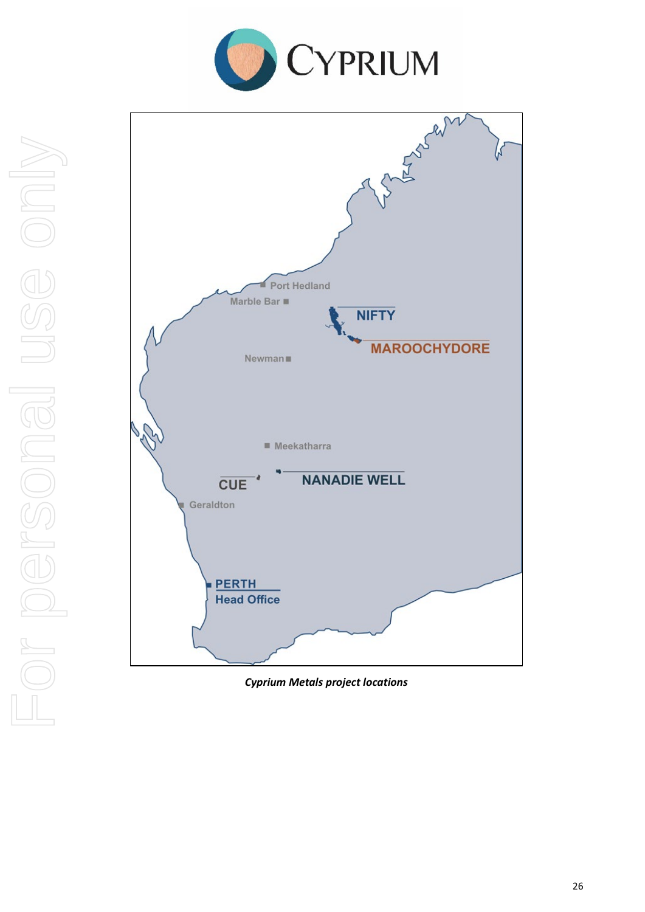Port Hedland
Marble Bar
NIFTY
MAROOCHYDORE
Newman
Meekatharra
CUE
NANADIE WELL
Geraldton
PERTH
Head Office

*Cyprium Metals project locations*